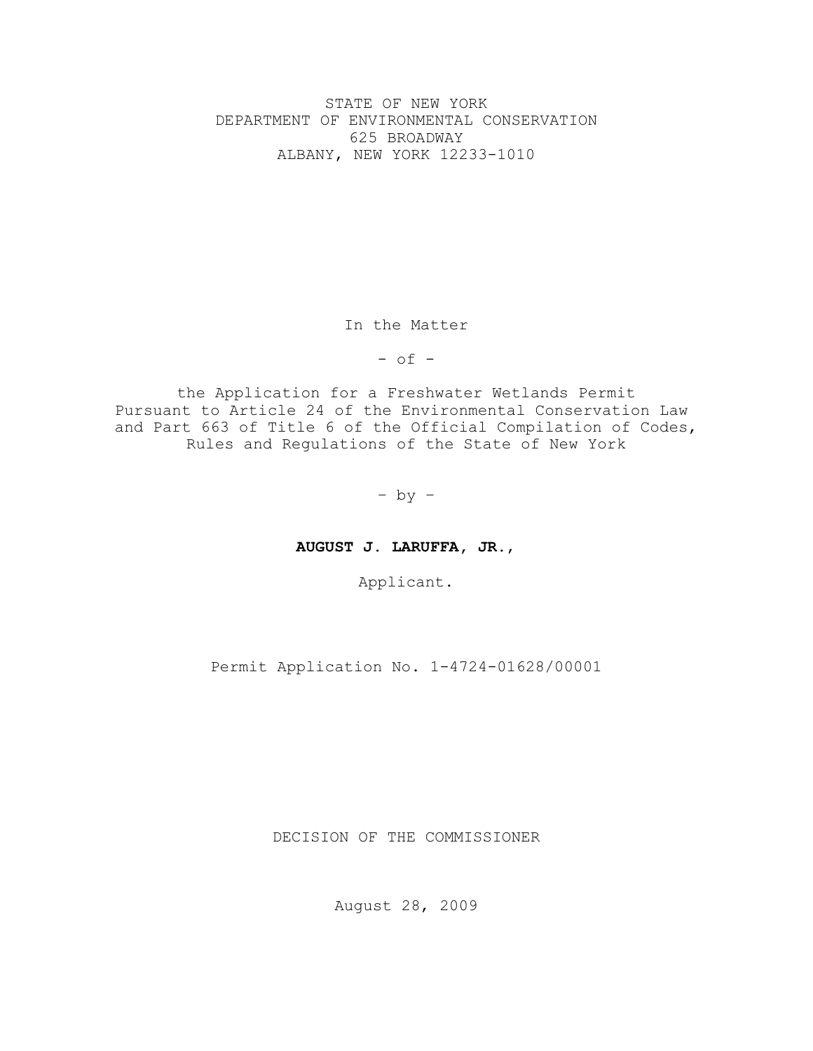STATE OF NEW YORK
DEPARTMENT OF ENVIRONMENTAL CONSERVATION
625 BROADWAY
ALBANY, NEW YORK 12233-1010

In the Matter

- of -

the Application for a Freshwater Wetlands Permit
Pursuant to Article 24 of the Environmental Conservation Law
and Part 663 of Title 6 of the Official Compilation of Codes,
Rules and Regulations of the State of New York

– by –

**AUGUST J. LARUFFA, JR.,**

Applicant.

Permit Application No. 1-4724-01628/00001

DECISION OF THE COMMISSIONER

August 28, 2009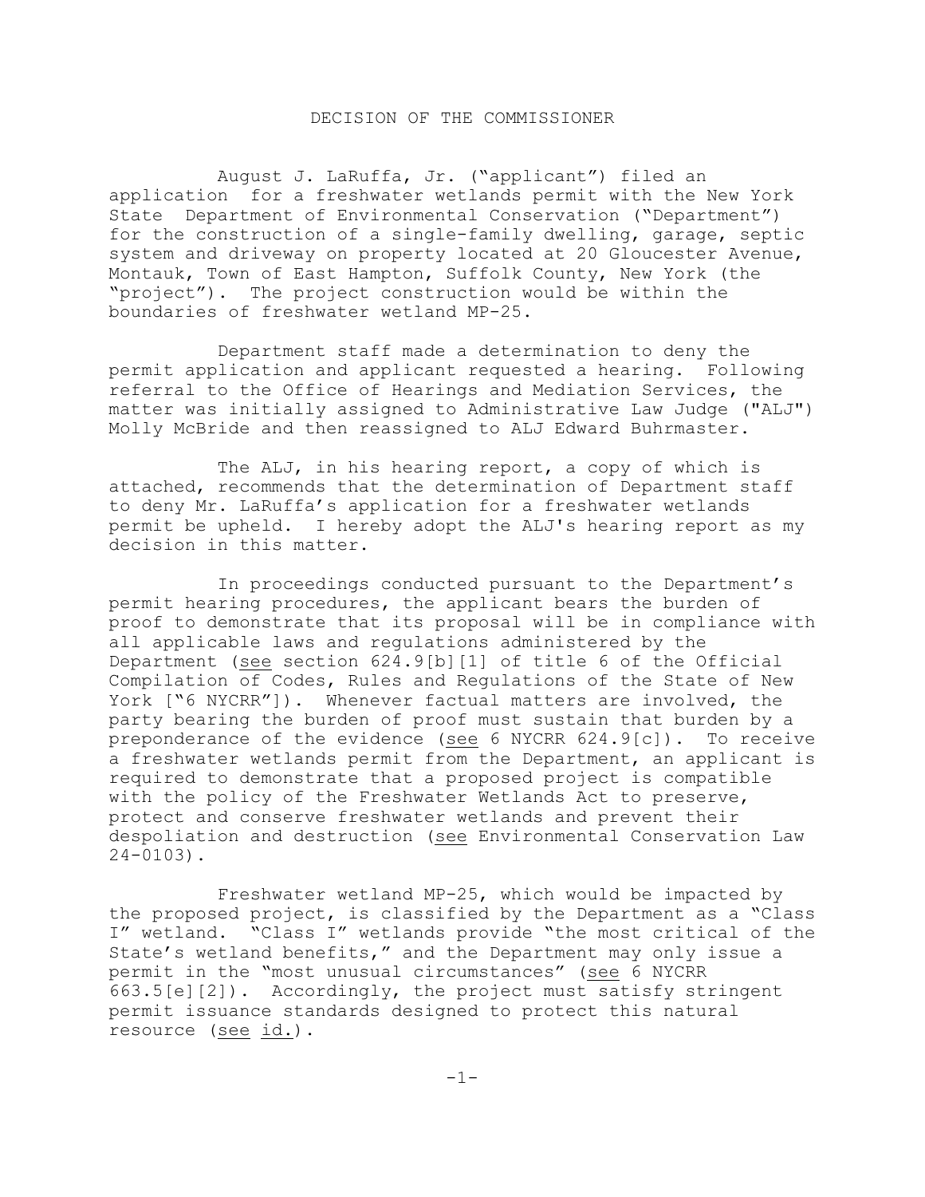# DECISION OF THE COMMISSIONER

August J. LaRuffa, Jr. ("applicant") filed an application for a freshwater wetlands permit with the New York State Department of Environmental Conservation ("Department") for the construction of a single-family dwelling, garage, septic system and driveway on property located at 20 Gloucester Avenue, Montauk, Town of East Hampton, Suffolk County, New York (the "project"). The project construction would be within the boundaries of freshwater wetland MP-25.

Department staff made a determination to deny the permit application and applicant requested a hearing. Following referral to the Office of Hearings and Mediation Services, the matter was initially assigned to Administrative Law Judge ("ALJ") Molly McBride and then reassigned to ALJ Edward Buhrmaster.

The ALJ, in his hearing report, a copy of which is attached, recommends that the determination of Department staff to deny Mr. LaRuffa's application for a freshwater wetlands permit be upheld. I hereby adopt the ALJ's hearing report as my decision in this matter.

In proceedings conducted pursuant to the Department's permit hearing procedures, the applicant bears the burden of proof to demonstrate that its proposal will be in compliance with all applicable laws and regulations administered by the Department (<u>see</u> section 624.9[b][1] of title 6 of the Official Compilation of Codes, Rules and Regulations of the State of New York ["6 NYCRR"]). Whenever factual matters are involved, the party bearing the burden of proof must sustain that burden by a preponderance of the evidence (<u>see</u> 6 NYCRR 624.9[c]). To receive a freshwater wetlands permit from the Department, an applicant is required to demonstrate that a proposed project is compatible with the policy of the Freshwater Wetlands Act to preserve, protect and conserve freshwater wetlands and prevent their despoliation and destruction (<u>see</u> Environmental Conservation Law 24-0103).

Freshwater wetland MP-25, which would be impacted by the proposed project, is classified by the Department as a "Class I" wetland. "Class I" wetlands provide "the most critical of the State's wetland benefits," and the Department may only issue a permit in the "most unusual circumstances" (<u>see</u> 6 NYCRR 663.5[e][2]). Accordingly, the project must satisfy stringent permit issuance standards designed to protect this natural resource (<u>see</u> <u>id.</u>).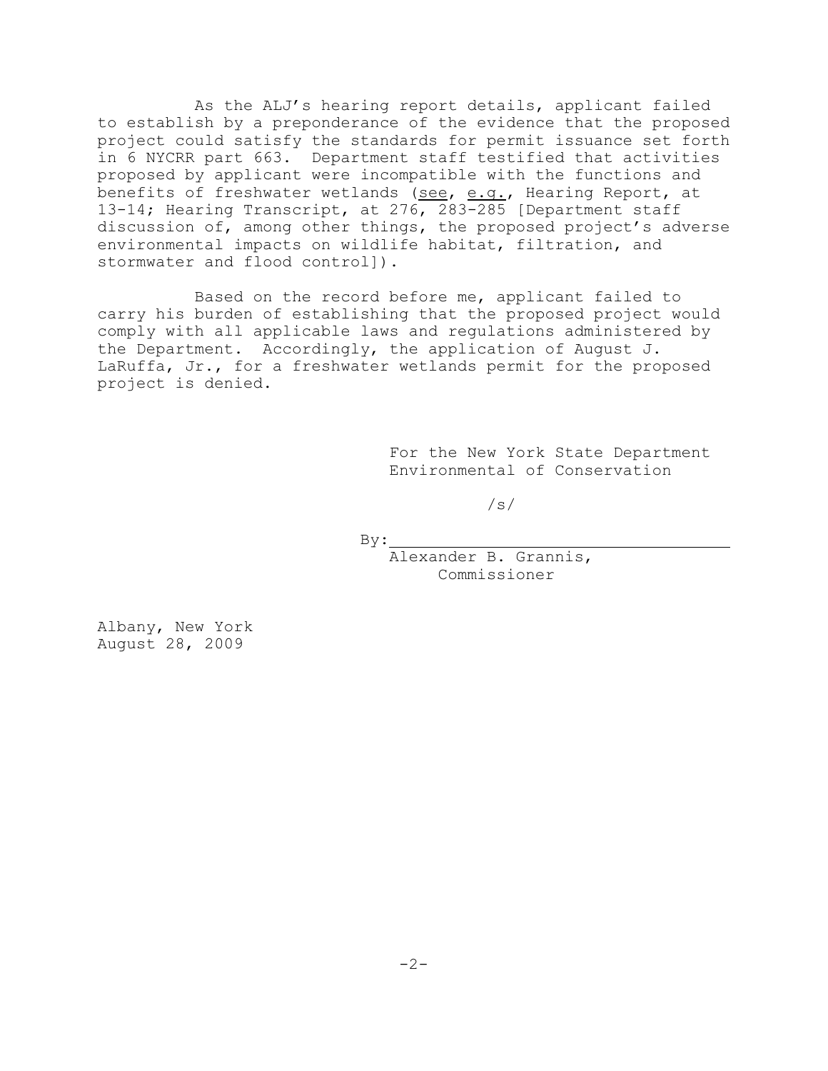As the ALJ's hearing report details, applicant failed to establish by a preponderance of the evidence that the proposed project could satisfy the standards for permit issuance set forth in 6 NYCRR part 663. Department staff testified that activities proposed by applicant were incompatible with the functions and benefits of freshwater wetlands (see, e.g., Hearing Report, at 13-14; Hearing Transcript, at 276, 283-285 [Department staff discussion of, among other things, the proposed project's adverse environmental impacts on wildlife habitat, filtration, and stormwater and flood control]).

Based on the record before me, applicant failed to carry his burden of establishing that the proposed project would comply with all applicable laws and regulations administered by the Department. Accordingly, the application of August J. LaRuffa, Jr., for a freshwater wetlands permit for the proposed project is denied.

For the New York State Department Environmental of Conservation

/s/

By: \_\_\_\_\_\_\_\_\_\_\_\_\_\_\_\_\_\_\_\_\_\_\_\_\_\_\_\_\_\_\_\_\_\_\_\_
Alexander B. Grannis,
Commissioner

Albany, New York
August 28, 2009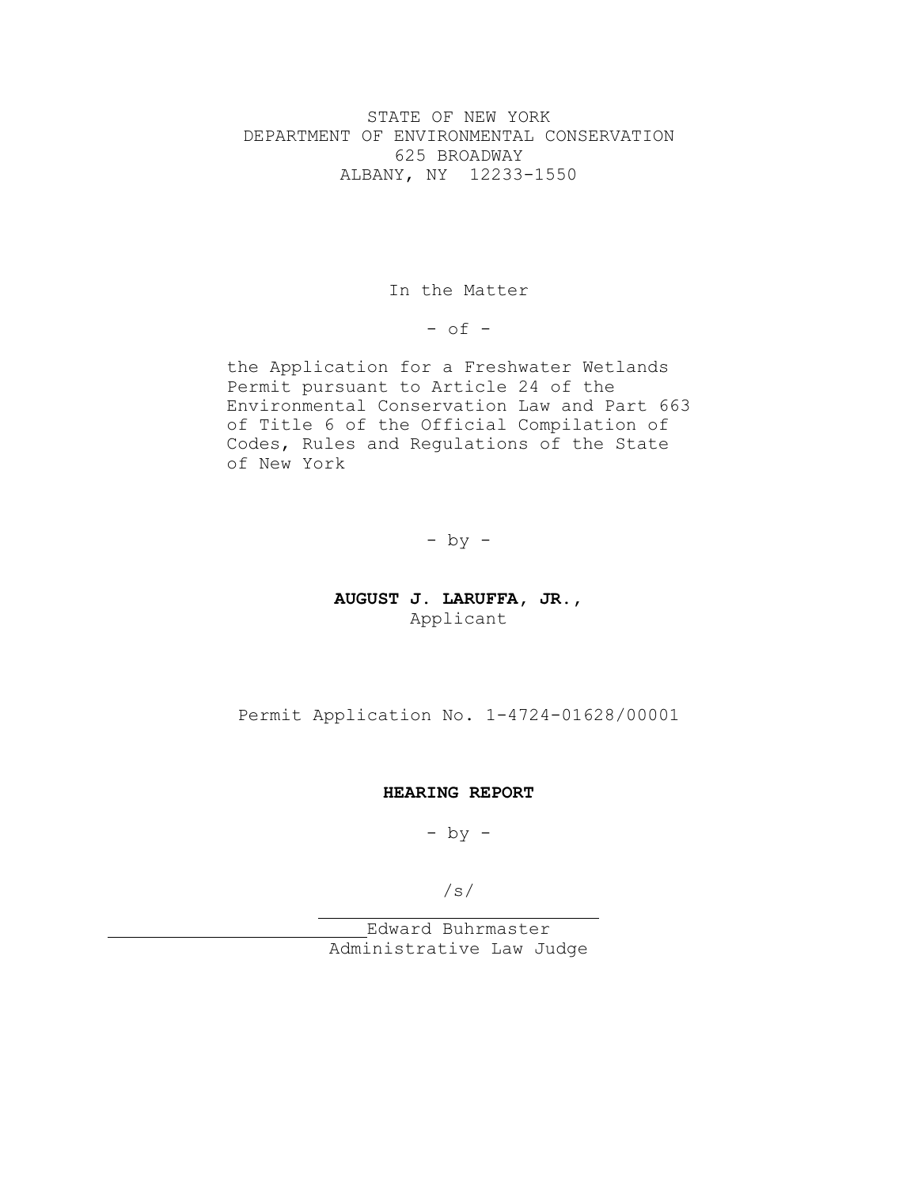STATE OF NEW YORK
DEPARTMENT OF ENVIRONMENTAL CONSERVATION
625 BROADWAY
ALBANY, NY 12233-1550

In the Matter

- of -

the Application for a Freshwater Wetlands Permit pursuant to Article 24 of the Environmental Conservation Law and Part 663 of Title 6 of the Official Compilation of Codes, Rules and Regulations of the State of New York

- by -

**AUGUST J. LARUFFA, JR.,**
Applicant

Permit Application No. 1-4724-01628/00001

**HEARING REPORT**

- by -

/s/

Edward Buhrmaster
Administrative Law Judge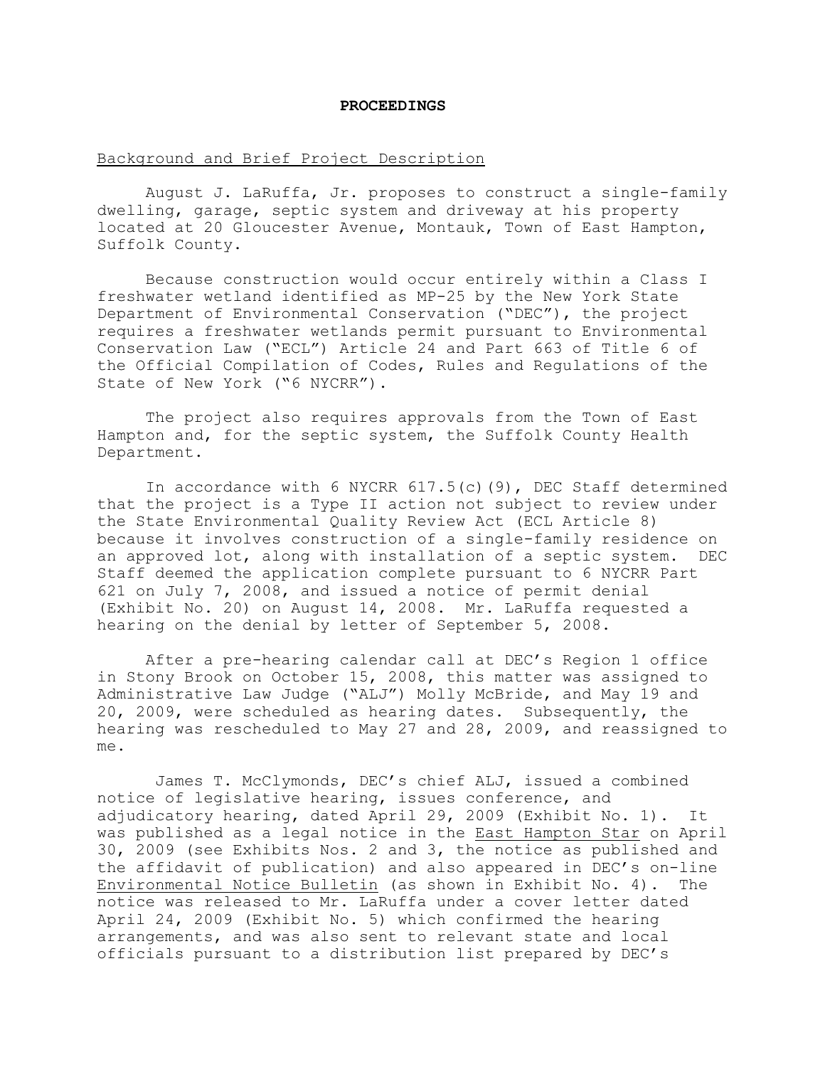**PROCEEDINGS**

Background and Brief Project Description

August J. LaRuffa, Jr. proposes to construct a single-family dwelling, garage, septic system and driveway at his property located at 20 Gloucester Avenue, Montauk, Town of East Hampton, Suffolk County.

Because construction would occur entirely within a Class I freshwater wetland identified as MP-25 by the New York State Department of Environmental Conservation ("DEC"), the project requires a freshwater wetlands permit pursuant to Environmental Conservation Law ("ECL") Article 24 and Part 663 of Title 6 of the Official Compilation of Codes, Rules and Regulations of the State of New York ("6 NYCRR").

The project also requires approvals from the Town of East Hampton and, for the septic system, the Suffolk County Health Department.

In accordance with 6 NYCRR 617.5(c)(9), DEC Staff determined that the project is a Type II action not subject to review under the State Environmental Quality Review Act (ECL Article 8) because it involves construction of a single-family residence on an approved lot, along with installation of a septic system. DEC Staff deemed the application complete pursuant to 6 NYCRR Part 621 on July 7, 2008, and issued a notice of permit denial (Exhibit No. 20) on August 14, 2008. Mr. LaRuffa requested a hearing on the denial by letter of September 5, 2008.

After a pre-hearing calendar call at DEC's Region 1 office in Stony Brook on October 15, 2008, this matter was assigned to Administrative Law Judge ("ALJ") Molly McBride, and May 19 and 20, 2009, were scheduled as hearing dates. Subsequently, the hearing was rescheduled to May 27 and 28, 2009, and reassigned to me.

James T. McClymonds, DEC's chief ALJ, issued a combined notice of legislative hearing, issues conference, and adjudicatory hearing, dated April 29, 2009 (Exhibit No. 1). It was published as a legal notice in the East Hampton Star on April 30, 2009 (see Exhibits Nos. 2 and 3, the notice as published and the affidavit of publication) and also appeared in DEC's on-line Environmental Notice Bulletin (as shown in Exhibit No. 4). The notice was released to Mr. LaRuffa under a cover letter dated April 24, 2009 (Exhibit No. 5) which confirmed the hearing arrangements, and was also sent to relevant state and local officials pursuant to a distribution list prepared by DEC's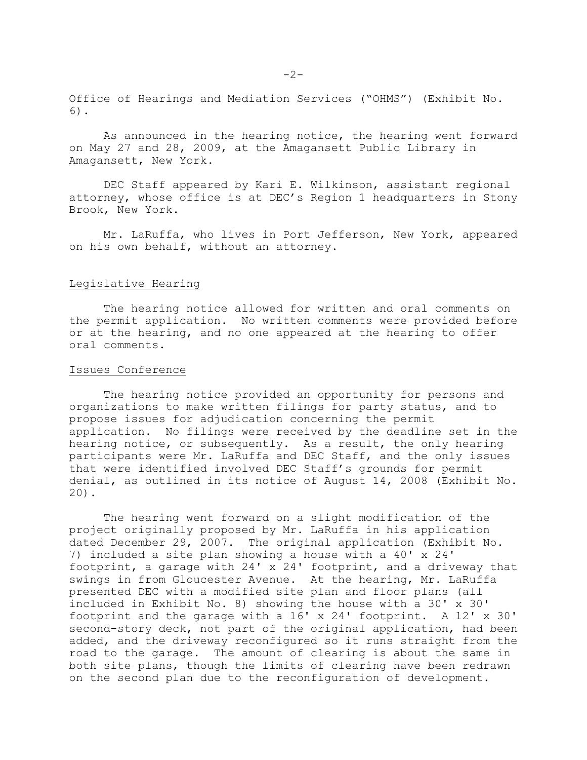Office of Hearings and Mediation Services ("OHMS") (Exhibit No. 6).

As announced in the hearing notice, the hearing went forward on May 27 and 28, 2009, at the Amagansett Public Library in Amagansett, New York.

DEC Staff appeared by Kari E. Wilkinson, assistant regional attorney, whose office is at DEC's Region 1 headquarters in Stony Brook, New York.

Mr. LaRuffa, who lives in Port Jefferson, New York, appeared on his own behalf, without an attorney.

## Legislative Hearing

The hearing notice allowed for written and oral comments on the permit application. No written comments were provided before or at the hearing, and no one appeared at the hearing to offer oral comments.

## Issues Conference

The hearing notice provided an opportunity for persons and organizations to make written filings for party status, and to propose issues for adjudication concerning the permit application. No filings were received by the deadline set in the hearing notice, or subsequently. As a result, the only hearing participants were Mr. LaRuffa and DEC Staff, and the only issues that were identified involved DEC Staff's grounds for permit denial, as outlined in its notice of August 14, 2008 (Exhibit No. 20).

The hearing went forward on a slight modification of the project originally proposed by Mr. LaRuffa in his application dated December 29, 2007. The original application (Exhibit No. 7) included a site plan showing a house with a 40' x 24' footprint, a garage with 24' x 24' footprint, and a driveway that swings in from Gloucester Avenue. At the hearing, Mr. LaRuffa presented DEC with a modified site plan and floor plans (all included in Exhibit No. 8) showing the house with a 30' x 30' footprint and the garage with a 16' x 24' footprint. A 12' x 30' second-story deck, not part of the original application, had been added, and the driveway reconfigured so it runs straight from the road to the garage. The amount of clearing is about the same in both site plans, though the limits of clearing have been redrawn on the second plan due to the reconfiguration of development.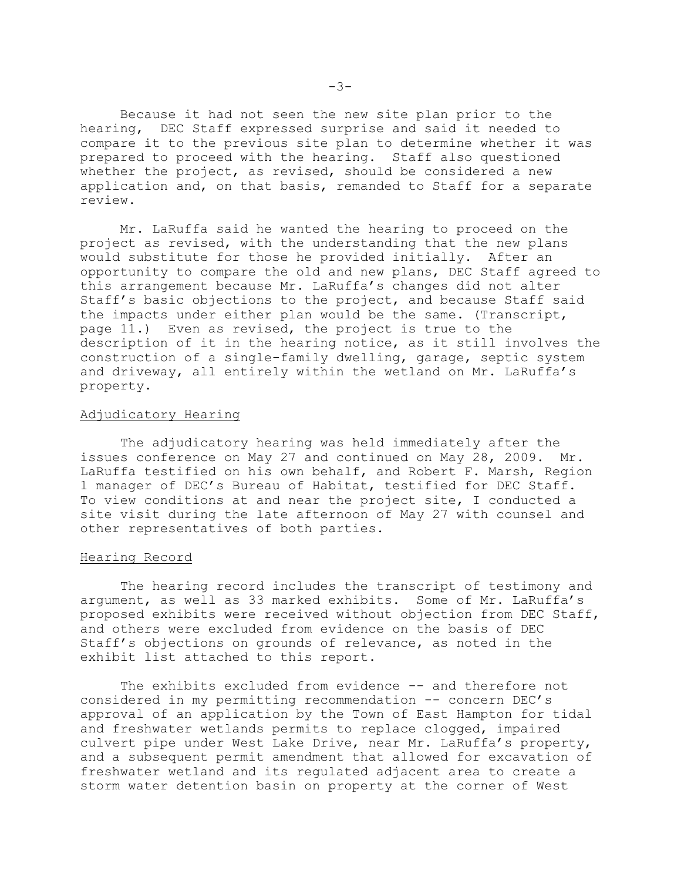Because it had not seen the new site plan prior to the hearing, DEC Staff expressed surprise and said it needed to compare it to the previous site plan to determine whether it was prepared to proceed with the hearing. Staff also questioned whether the project, as revised, should be considered a new application and, on that basis, remanded to Staff for a separate review.

Mr. LaRuffa said he wanted the hearing to proceed on the project as revised, with the understanding that the new plans would substitute for those he provided initially. After an opportunity to compare the old and new plans, DEC Staff agreed to this arrangement because Mr. LaRuffa's changes did not alter Staff's basic objections to the project, and because Staff said the impacts under either plan would be the same. (Transcript, page 11.) Even as revised, the project is true to the description of it in the hearing notice, as it still involves the construction of a single-family dwelling, garage, septic system and driveway, all entirely within the wetland on Mr. LaRuffa's property.

## Adjudicatory Hearing

The adjudicatory hearing was held immediately after the issues conference on May 27 and continued on May 28, 2009. Mr. LaRuffa testified on his own behalf, and Robert F. Marsh, Region 1 manager of DEC's Bureau of Habitat, testified for DEC Staff. To view conditions at and near the project site, I conducted a site visit during the late afternoon of May 27 with counsel and other representatives of both parties.

## Hearing Record

The hearing record includes the transcript of testimony and argument, as well as 33 marked exhibits. Some of Mr. LaRuffa's proposed exhibits were received without objection from DEC Staff, and others were excluded from evidence on the basis of DEC Staff's objections on grounds of relevance, as noted in the exhibit list attached to this report.

The exhibits excluded from evidence -- and therefore not considered in my permitting recommendation -- concern DEC's approval of an application by the Town of East Hampton for tidal and freshwater wetlands permits to replace clogged, impaired culvert pipe under West Lake Drive, near Mr. LaRuffa's property, and a subsequent permit amendment that allowed for excavation of freshwater wetland and its regulated adjacent area to create a storm water detention basin on property at the corner of West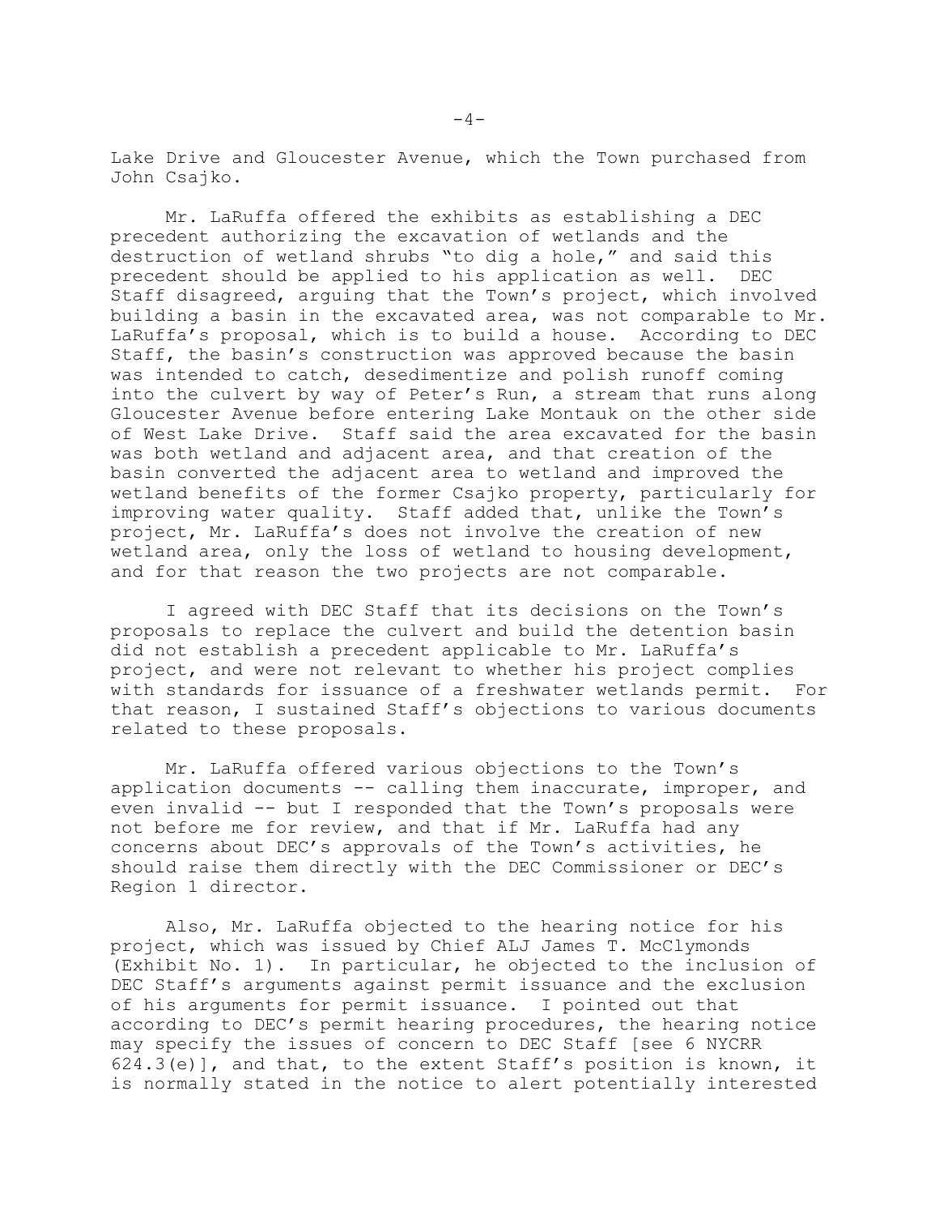Lake Drive and Gloucester Avenue, which the Town purchased from John Csajko.

Mr. LaRuffa offered the exhibits as establishing a DEC precedent authorizing the excavation of wetlands and the destruction of wetland shrubs "to dig a hole," and said this precedent should be applied to his application as well. DEC Staff disagreed, arguing that the Town's project, which involved building a basin in the excavated area, was not comparable to Mr. LaRuffa's proposal, which is to build a house. According to DEC Staff, the basin's construction was approved because the basin was intended to catch, desedimentize and polish runoff coming into the culvert by way of Peter's Run, a stream that runs along Gloucester Avenue before entering Lake Montauk on the other side of West Lake Drive. Staff said the area excavated for the basin was both wetland and adjacent area, and that creation of the basin converted the adjacent area to wetland and improved the wetland benefits of the former Csajko property, particularly for improving water quality. Staff added that, unlike the Town's project, Mr. LaRuffa's does not involve the creation of new wetland area, only the loss of wetland to housing development, and for that reason the two projects are not comparable.

I agreed with DEC Staff that its decisions on the Town's proposals to replace the culvert and build the detention basin did not establish a precedent applicable to Mr. LaRuffa's project, and were not relevant to whether his project complies with standards for issuance of a freshwater wetlands permit. For that reason, I sustained Staff's objections to various documents related to these proposals.

Mr. LaRuffa offered various objections to the Town's application documents -- calling them inaccurate, improper, and even invalid -- but I responded that the Town's proposals were not before me for review, and that if Mr. LaRuffa had any concerns about DEC's approvals of the Town's activities, he should raise them directly with the DEC Commissioner or DEC's Region 1 director.

Also, Mr. LaRuffa objected to the hearing notice for his project, which was issued by Chief ALJ James T. McClymonds (Exhibit No. 1). In particular, he objected to the inclusion of DEC Staff's arguments against permit issuance and the exclusion of his arguments for permit issuance. I pointed out that according to DEC's permit hearing procedures, the hearing notice may specify the issues of concern to DEC Staff [see 6 NYCRR 624.3(e)], and that, to the extent Staff's position is known, it is normally stated in the notice to alert potentially interested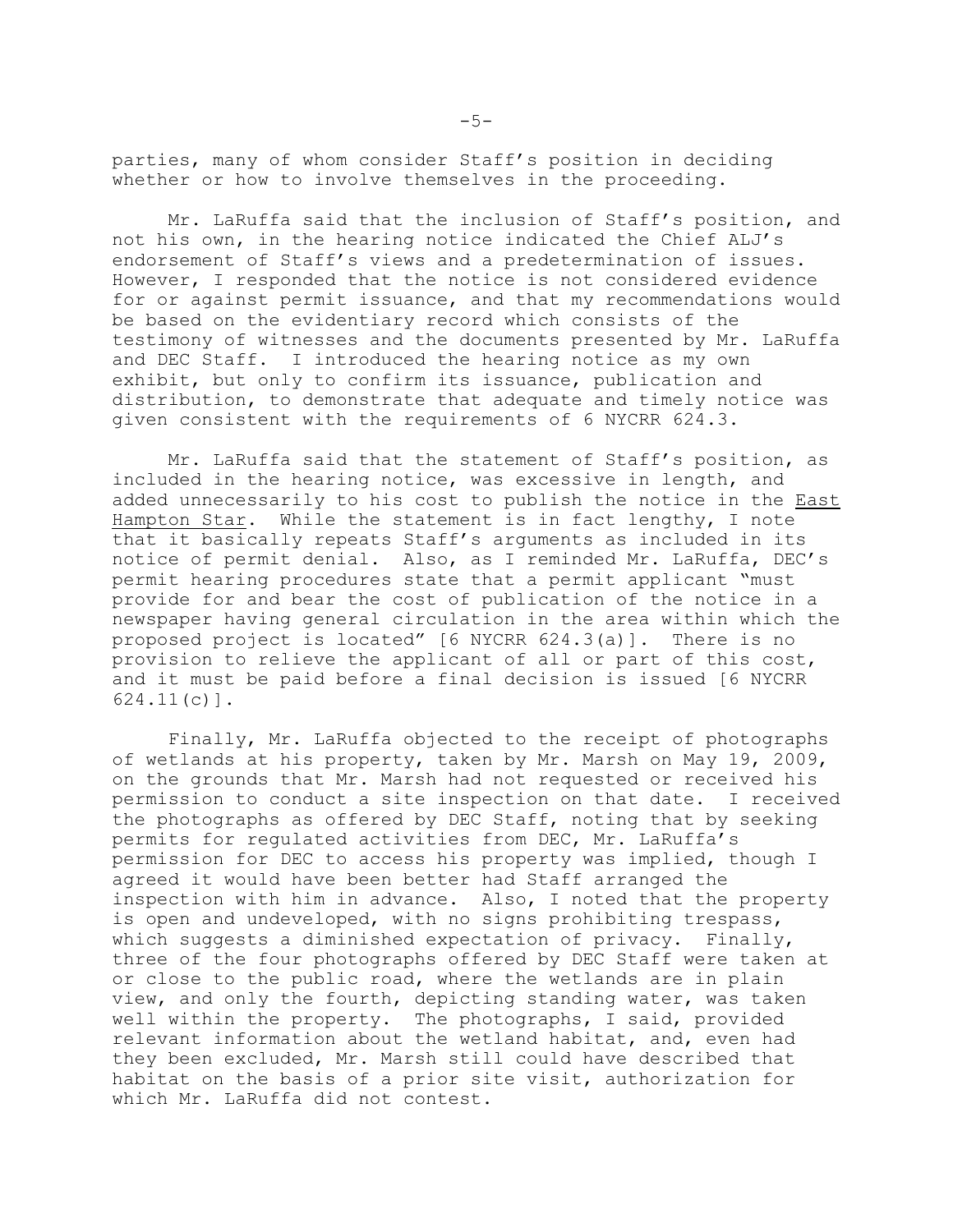parties, many of whom consider Staff's position in deciding whether or how to involve themselves in the proceeding.

Mr. LaRuffa said that the inclusion of Staff's position, and not his own, in the hearing notice indicated the Chief ALJ's endorsement of Staff's views and a predetermination of issues. However, I responded that the notice is not considered evidence for or against permit issuance, and that my recommendations would be based on the evidentiary record which consists of the testimony of witnesses and the documents presented by Mr. LaRuffa and DEC Staff. I introduced the hearing notice as my own exhibit, but only to confirm its issuance, publication and distribution, to demonstrate that adequate and timely notice was given consistent with the requirements of 6 NYCRR 624.3.

Mr. LaRuffa said that the statement of Staff's position, as included in the hearing notice, was excessive in length, and added unnecessarily to his cost to publish the notice in the East Hampton Star. While the statement is in fact lengthy, I note that it basically repeats Staff's arguments as included in its notice of permit denial. Also, as I reminded Mr. LaRuffa, DEC's permit hearing procedures state that a permit applicant "must provide for and bear the cost of publication of the notice in a newspaper having general circulation in the area within which the proposed project is located" [6 NYCRR 624.3(a)]. There is no provision to relieve the applicant of all or part of this cost, and it must be paid before a final decision is issued [6 NYCRR 624.11(c)].

Finally, Mr. LaRuffa objected to the receipt of photographs of wetlands at his property, taken by Mr. Marsh on May 19, 2009, on the grounds that Mr. Marsh had not requested or received his permission to conduct a site inspection on that date. I received the photographs as offered by DEC Staff, noting that by seeking permits for regulated activities from DEC, Mr. LaRuffa's permission for DEC to access his property was implied, though I agreed it would have been better had Staff arranged the inspection with him in advance. Also, I noted that the property is open and undeveloped, with no signs prohibiting trespass, which suggests a diminished expectation of privacy. Finally, three of the four photographs offered by DEC Staff were taken at or close to the public road, where the wetlands are in plain view, and only the fourth, depicting standing water, was taken well within the property. The photographs, I said, provided relevant information about the wetland habitat, and, even had they been excluded, Mr. Marsh still could have described that habitat on the basis of a prior site visit, authorization for which Mr. LaRuffa did not contest.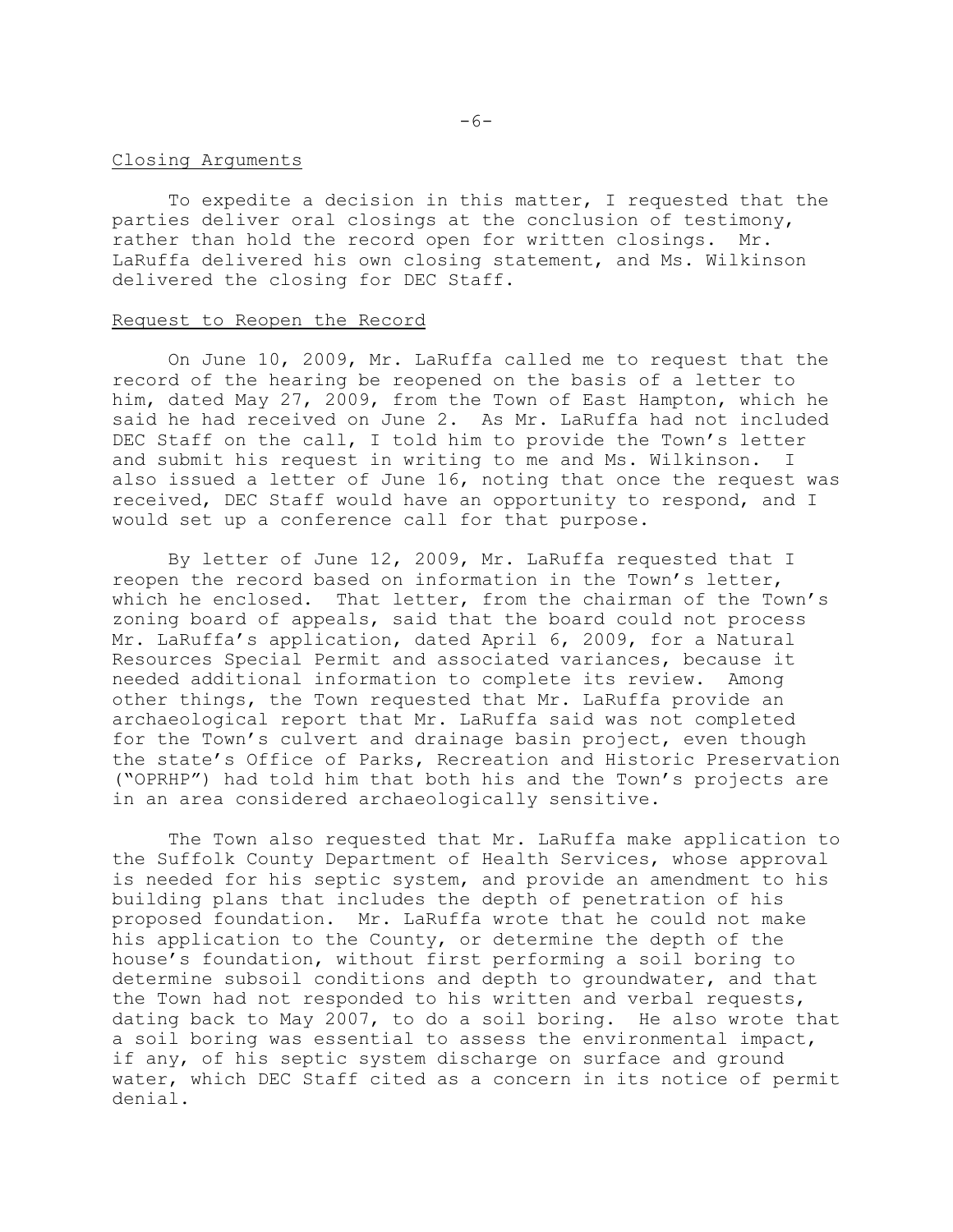## Closing Arguments

To expedite a decision in this matter, I requested that the parties deliver oral closings at the conclusion of testimony, rather than hold the record open for written closings. Mr. LaRuffa delivered his own closing statement, and Ms. Wilkinson delivered the closing for DEC Staff.

## Request to Reopen the Record

On June 10, 2009, Mr. LaRuffa called me to request that the record of the hearing be reopened on the basis of a letter to him, dated May 27, 2009, from the Town of East Hampton, which he said he had received on June 2. As Mr. LaRuffa had not included DEC Staff on the call, I told him to provide the Town's letter and submit his request in writing to me and Ms. Wilkinson. I also issued a letter of June 16, noting that once the request was received, DEC Staff would have an opportunity to respond, and I would set up a conference call for that purpose.

By letter of June 12, 2009, Mr. LaRuffa requested that I reopen the record based on information in the Town's letter, which he enclosed. That letter, from the chairman of the Town's zoning board of appeals, said that the board could not process Mr. LaRuffa's application, dated April 6, 2009, for a Natural Resources Special Permit and associated variances, because it needed additional information to complete its review. Among other things, the Town requested that Mr. LaRuffa provide an archaeological report that Mr. LaRuffa said was not completed for the Town's culvert and drainage basin project, even though the state's Office of Parks, Recreation and Historic Preservation ("OPRHP") had told him that both his and the Town's projects are in an area considered archaeologically sensitive.

The Town also requested that Mr. LaRuffa make application to the Suffolk County Department of Health Services, whose approval is needed for his septic system, and provide an amendment to his building plans that includes the depth of penetration of his proposed foundation. Mr. LaRuffa wrote that he could not make his application to the County, or determine the depth of the house's foundation, without first performing a soil boring to determine subsoil conditions and depth to groundwater, and that the Town had not responded to his written and verbal requests, dating back to May 2007, to do a soil boring. He also wrote that a soil boring was essential to assess the environmental impact, if any, of his septic system discharge on surface and ground water, which DEC Staff cited as a concern in its notice of permit denial.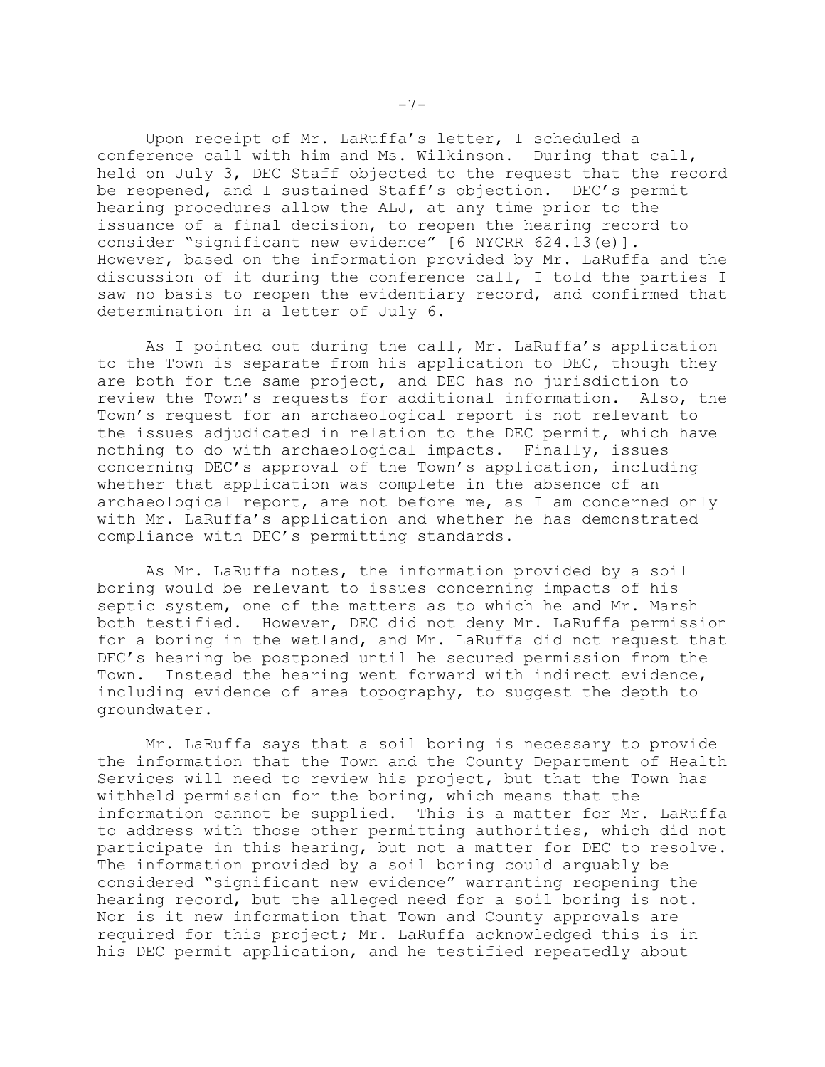Upon receipt of Mr. LaRuffa's letter, I scheduled a conference call with him and Ms. Wilkinson. During that call, held on July 3, DEC Staff objected to the request that the record be reopened, and I sustained Staff's objection. DEC's permit hearing procedures allow the ALJ, at any time prior to the issuance of a final decision, to reopen the hearing record to consider "significant new evidence" [6 NYCRR 624.13(e)]. However, based on the information provided by Mr. LaRuffa and the discussion of it during the conference call, I told the parties I saw no basis to reopen the evidentiary record, and confirmed that determination in a letter of July 6.

As I pointed out during the call, Mr. LaRuffa's application to the Town is separate from his application to DEC, though they are both for the same project, and DEC has no jurisdiction to review the Town's requests for additional information. Also, the Town's request for an archaeological report is not relevant to the issues adjudicated in relation to the DEC permit, which have nothing to do with archaeological impacts. Finally, issues concerning DEC's approval of the Town's application, including whether that application was complete in the absence of an archaeological report, are not before me, as I am concerned only with Mr. LaRuffa's application and whether he has demonstrated compliance with DEC's permitting standards.

As Mr. LaRuffa notes, the information provided by a soil boring would be relevant to issues concerning impacts of his septic system, one of the matters as to which he and Mr. Marsh both testified. However, DEC did not deny Mr. LaRuffa permission for a boring in the wetland, and Mr. LaRuffa did not request that DEC's hearing be postponed until he secured permission from the Town. Instead the hearing went forward with indirect evidence, including evidence of area topography, to suggest the depth to groundwater.

Mr. LaRuffa says that a soil boring is necessary to provide the information that the Town and the County Department of Health Services will need to review his project, but that the Town has withheld permission for the boring, which means that the information cannot be supplied. This is a matter for Mr. LaRuffa to address with those other permitting authorities, which did not participate in this hearing, but not a matter for DEC to resolve. The information provided by a soil boring could arguably be considered "significant new evidence" warranting reopening the hearing record, but the alleged need for a soil boring is not. Nor is it new information that Town and County approvals are required for this project; Mr. LaRuffa acknowledged this is in his DEC permit application, and he testified repeatedly about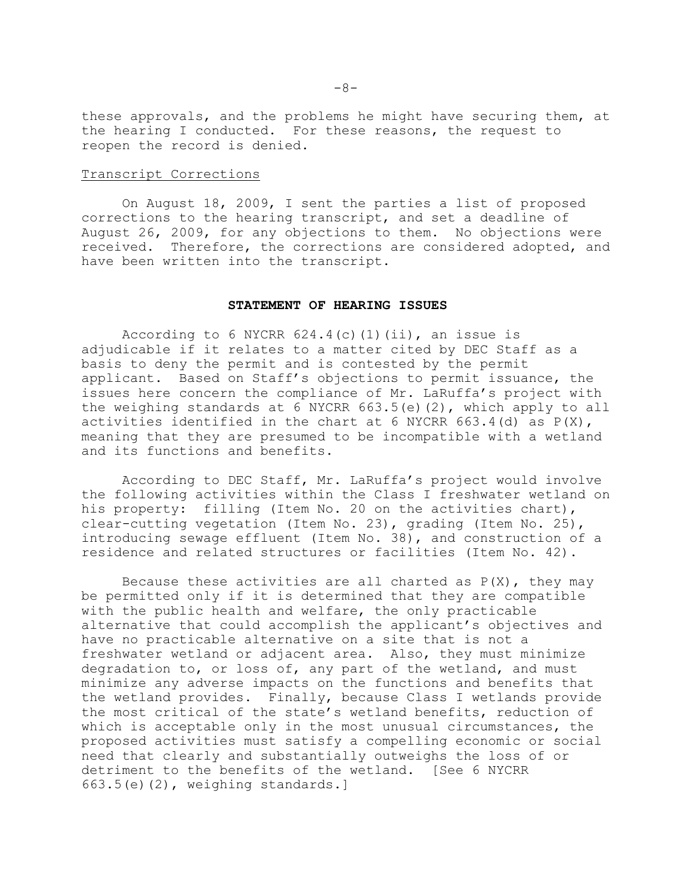these approvals, and the problems he might have securing them, at the hearing I conducted. For these reasons, the request to reopen the record is denied.

Transcript Corrections

On August 18, 2009, I sent the parties a list of proposed corrections to the hearing transcript, and set a deadline of August 26, 2009, for any objections to them. No objections were received. Therefore, the corrections are considered adopted, and have been written into the transcript.

## STATEMENT OF HEARING ISSUES

According to 6 NYCRR 624.4(c)(1)(ii), an issue is adjudicable if it relates to a matter cited by DEC Staff as a basis to deny the permit and is contested by the permit applicant. Based on Staff's objections to permit issuance, the issues here concern the compliance of Mr. LaRuffa's project with the weighing standards at 6 NYCRR 663.5(e)(2), which apply to all activities identified in the chart at 6 NYCRR 663.4(d) as P(X), meaning that they are presumed to be incompatible with a wetland and its functions and benefits.

According to DEC Staff, Mr. LaRuffa's project would involve the following activities within the Class I freshwater wetland on his property: filling (Item No. 20 on the activities chart), clear-cutting vegetation (Item No. 23), grading (Item No. 25), introducing sewage effluent (Item No. 38), and construction of a residence and related structures or facilities (Item No. 42).

Because these activities are all charted as P(X), they may be permitted only if it is determined that they are compatible with the public health and welfare, the only practicable alternative that could accomplish the applicant's objectives and have no practicable alternative on a site that is not a freshwater wetland or adjacent area. Also, they must minimize degradation to, or loss of, any part of the wetland, and must minimize any adverse impacts on the functions and benefits that the wetland provides. Finally, because Class I wetlands provide the most critical of the state's wetland benefits, reduction of which is acceptable only in the most unusual circumstances, the proposed activities must satisfy a compelling economic or social need that clearly and substantially outweighs the loss of or detriment to the benefits of the wetland. [See 6 NYCRR 663.5(e)(2), weighing standards.]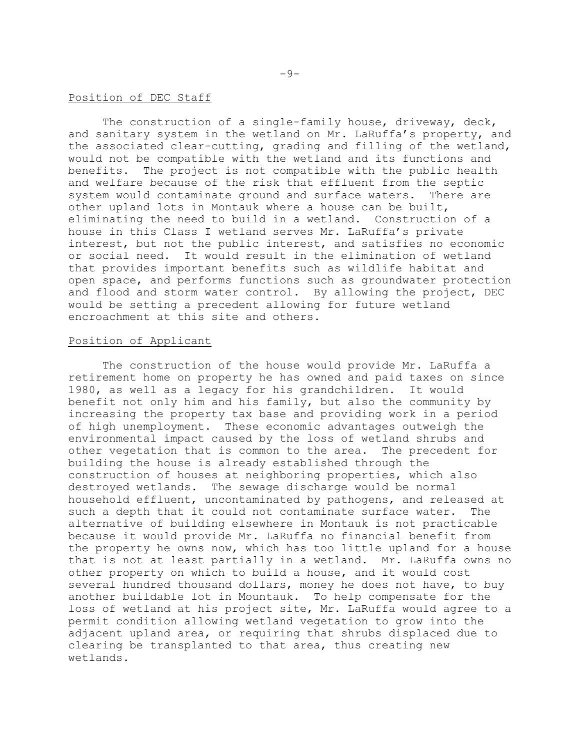## Position of DEC Staff

The construction of a single-family house, driveway, deck, and sanitary system in the wetland on Mr. LaRuffa's property, and the associated clear-cutting, grading and filling of the wetland, would not be compatible with the wetland and its functions and benefits. The project is not compatible with the public health and welfare because of the risk that effluent from the septic system would contaminate ground and surface waters. There are other upland lots in Montauk where a house can be built, eliminating the need to build in a wetland. Construction of a house in this Class I wetland serves Mr. LaRuffa's private interest, but not the public interest, and satisfies no economic or social need. It would result in the elimination of wetland that provides important benefits such as wildlife habitat and open space, and performs functions such as groundwater protection and flood and storm water control. By allowing the project, DEC would be setting a precedent allowing for future wetland encroachment at this site and others.

## Position of Applicant

The construction of the house would provide Mr. LaRuffa a retirement home on property he has owned and paid taxes on since 1980, as well as a legacy for his grandchildren. It would benefit not only him and his family, but also the community by increasing the property tax base and providing work in a period of high unemployment. These economic advantages outweigh the environmental impact caused by the loss of wetland shrubs and other vegetation that is common to the area. The precedent for building the house is already established through the construction of houses at neighboring properties, which also destroyed wetlands. The sewage discharge would be normal household effluent, uncontaminated by pathogens, and released at such a depth that it could not contaminate surface water. The alternative of building elsewhere in Montauk is not practicable because it would provide Mr. LaRuffa no financial benefit from the property he owns now, which has too little upland for a house that is not at least partially in a wetland. Mr. LaRuffa owns no other property on which to build a house, and it would cost several hundred thousand dollars, money he does not have, to buy another buildable lot in Mountauk. To help compensate for the loss of wetland at his project site, Mr. LaRuffa would agree to a permit condition allowing wetland vegetation to grow into the adjacent upland area, or requiring that shrubs displaced due to clearing be transplanted to that area, thus creating new wetlands.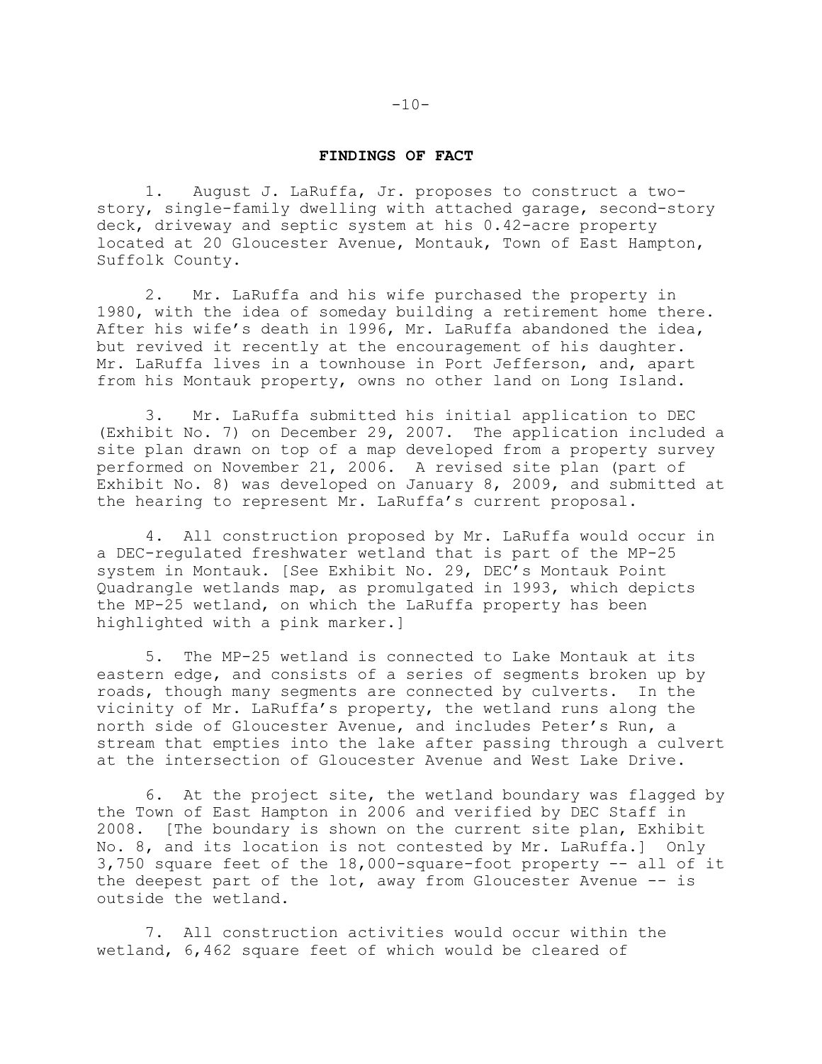## FINDINGS OF FACT

1. August J. LaRuffa, Jr. proposes to construct a two-story, single-family dwelling with attached garage, second-story deck, driveway and septic system at his 0.42-acre property located at 20 Gloucester Avenue, Montauk, Town of East Hampton, Suffolk County.

2. Mr. LaRuffa and his wife purchased the property in 1980, with the idea of someday building a retirement home there. After his wife's death in 1996, Mr. LaRuffa abandoned the idea, but revived it recently at the encouragement of his daughter. Mr. LaRuffa lives in a townhouse in Port Jefferson, and, apart from his Montauk property, owns no other land on Long Island.

3. Mr. LaRuffa submitted his initial application to DEC (Exhibit No. 7) on December 29, 2007. The application included a site plan drawn on top of a map developed from a property survey performed on November 21, 2006. A revised site plan (part of Exhibit No. 8) was developed on January 8, 2009, and submitted at the hearing to represent Mr. LaRuffa's current proposal.

4. All construction proposed by Mr. LaRuffa would occur in a DEC-regulated freshwater wetland that is part of the MP-25 system in Montauk. [See Exhibit No. 29, DEC's Montauk Point Quadrangle wetlands map, as promulgated in 1993, which depicts the MP-25 wetland, on which the LaRuffa property has been highlighted with a pink marker.]

5. The MP-25 wetland is connected to Lake Montauk at its eastern edge, and consists of a series of segments broken up by roads, though many segments are connected by culverts. In the vicinity of Mr. LaRuffa's property, the wetland runs along the north side of Gloucester Avenue, and includes Peter's Run, a stream that empties into the lake after passing through a culvert at the intersection of Gloucester Avenue and West Lake Drive.

6. At the project site, the wetland boundary was flagged by the Town of East Hampton in 2006 and verified by DEC Staff in 2008. [The boundary is shown on the current site plan, Exhibit No. 8, and its location is not contested by Mr. LaRuffa.] Only 3,750 square feet of the 18,000-square-foot property -- all of it the deepest part of the lot, away from Gloucester Avenue -- is outside the wetland.

7. All construction activities would occur within the wetland, 6,462 square feet of which would be cleared of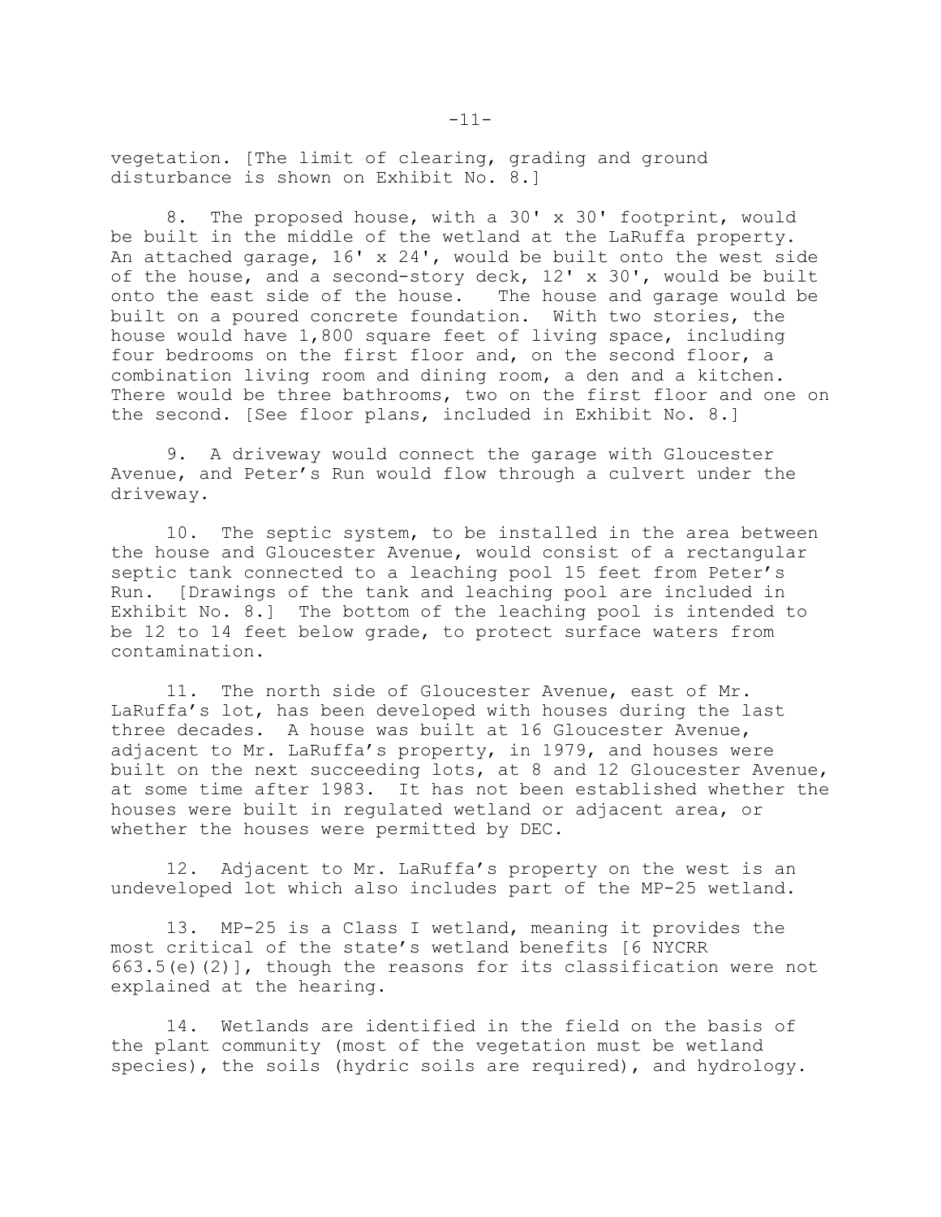vegetation. [The limit of clearing, grading and ground disturbance is shown on Exhibit No. 8.]

8. The proposed house, with a 30' x 30' footprint, would be built in the middle of the wetland at the LaRuffa property. An attached garage, 16' x 24', would be built onto the west side of the house, and a second-story deck, 12' x 30', would be built onto the east side of the house. The house and garage would be built on a poured concrete foundation. With two stories, the house would have 1,800 square feet of living space, including four bedrooms on the first floor and, on the second floor, a combination living room and dining room, a den and a kitchen. There would be three bathrooms, two on the first floor and one on the second. [See floor plans, included in Exhibit No. 8.]

9. A driveway would connect the garage with Gloucester Avenue, and Peter's Run would flow through a culvert under the driveway.

10. The septic system, to be installed in the area between the house and Gloucester Avenue, would consist of a rectangular septic tank connected to a leaching pool 15 feet from Peter's Run. [Drawings of the tank and leaching pool are included in Exhibit No. 8.] The bottom of the leaching pool is intended to be 12 to 14 feet below grade, to protect surface waters from contamination.

11. The north side of Gloucester Avenue, east of Mr. LaRuffa's lot, has been developed with houses during the last three decades. A house was built at 16 Gloucester Avenue, adjacent to Mr. LaRuffa's property, in 1979, and houses were built on the next succeeding lots, at 8 and 12 Gloucester Avenue, at some time after 1983. It has not been established whether the houses were built in regulated wetland or adjacent area, or whether the houses were permitted by DEC.

12. Adjacent to Mr. LaRuffa's property on the west is an undeveloped lot which also includes part of the MP-25 wetland.

13. MP-25 is a Class I wetland, meaning it provides the most critical of the state's wetland benefits [6 NYCRR 663.5(e)(2)], though the reasons for its classification were not explained at the hearing.

14. Wetlands are identified in the field on the basis of the plant community (most of the vegetation must be wetland species), the soils (hydric soils are required), and hydrology.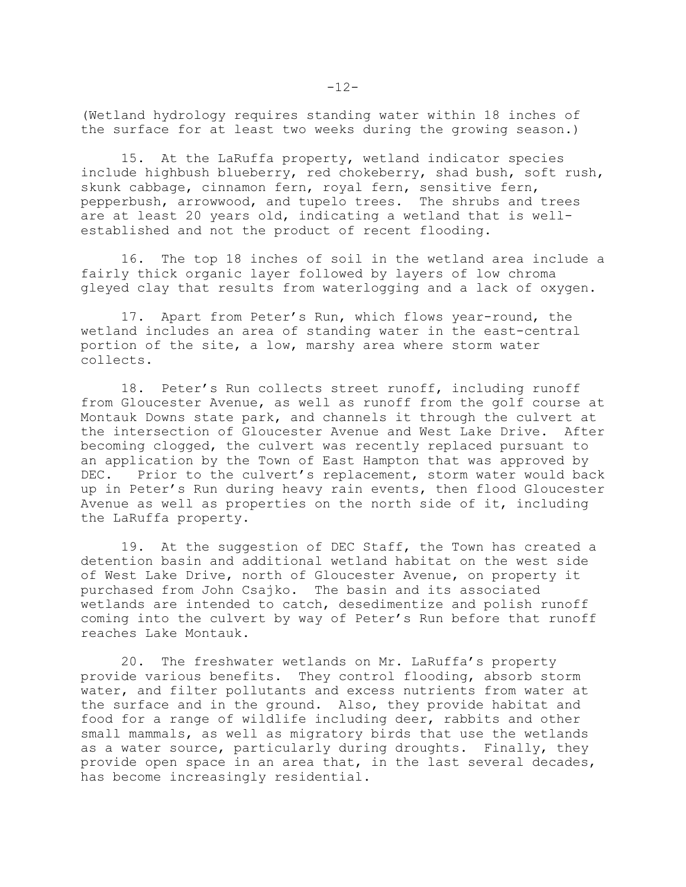(Wetland hydrology requires standing water within 18 inches of the surface for at least two weeks during the growing season.)

15. At the LaRuffa property, wetland indicator species include highbush blueberry, red chokeberry, shad bush, soft rush, skunk cabbage, cinnamon fern, royal fern, sensitive fern, pepperbush, arrowwood, and tupelo trees. The shrubs and trees are at least 20 years old, indicating a wetland that is well-established and not the product of recent flooding.

16. The top 18 inches of soil in the wetland area include a fairly thick organic layer followed by layers of low chroma gleyed clay that results from waterlogging and a lack of oxygen.

17. Apart from Peter's Run, which flows year-round, the wetland includes an area of standing water in the east-central portion of the site, a low, marshy area where storm water collects.

18. Peter's Run collects street runoff, including runoff from Gloucester Avenue, as well as runoff from the golf course at Montauk Downs state park, and channels it through the culvert at the intersection of Gloucester Avenue and West Lake Drive. After becoming clogged, the culvert was recently replaced pursuant to an application by the Town of East Hampton that was approved by DEC. Prior to the culvert's replacement, storm water would back up in Peter's Run during heavy rain events, then flood Gloucester Avenue as well as properties on the north side of it, including the LaRuffa property.

19. At the suggestion of DEC Staff, the Town has created a detention basin and additional wetland habitat on the west side of West Lake Drive, north of Gloucester Avenue, on property it purchased from John Csajko. The basin and its associated wetlands are intended to catch, desedimentize and polish runoff coming into the culvert by way of Peter's Run before that runoff reaches Lake Montauk.

20. The freshwater wetlands on Mr. LaRuffa's property provide various benefits. They control flooding, absorb storm water, and filter pollutants and excess nutrients from water at the surface and in the ground. Also, they provide habitat and food for a range of wildlife including deer, rabbits and other small mammals, as well as migratory birds that use the wetlands as a water source, particularly during droughts. Finally, they provide open space in an area that, in the last several decades, has become increasingly residential.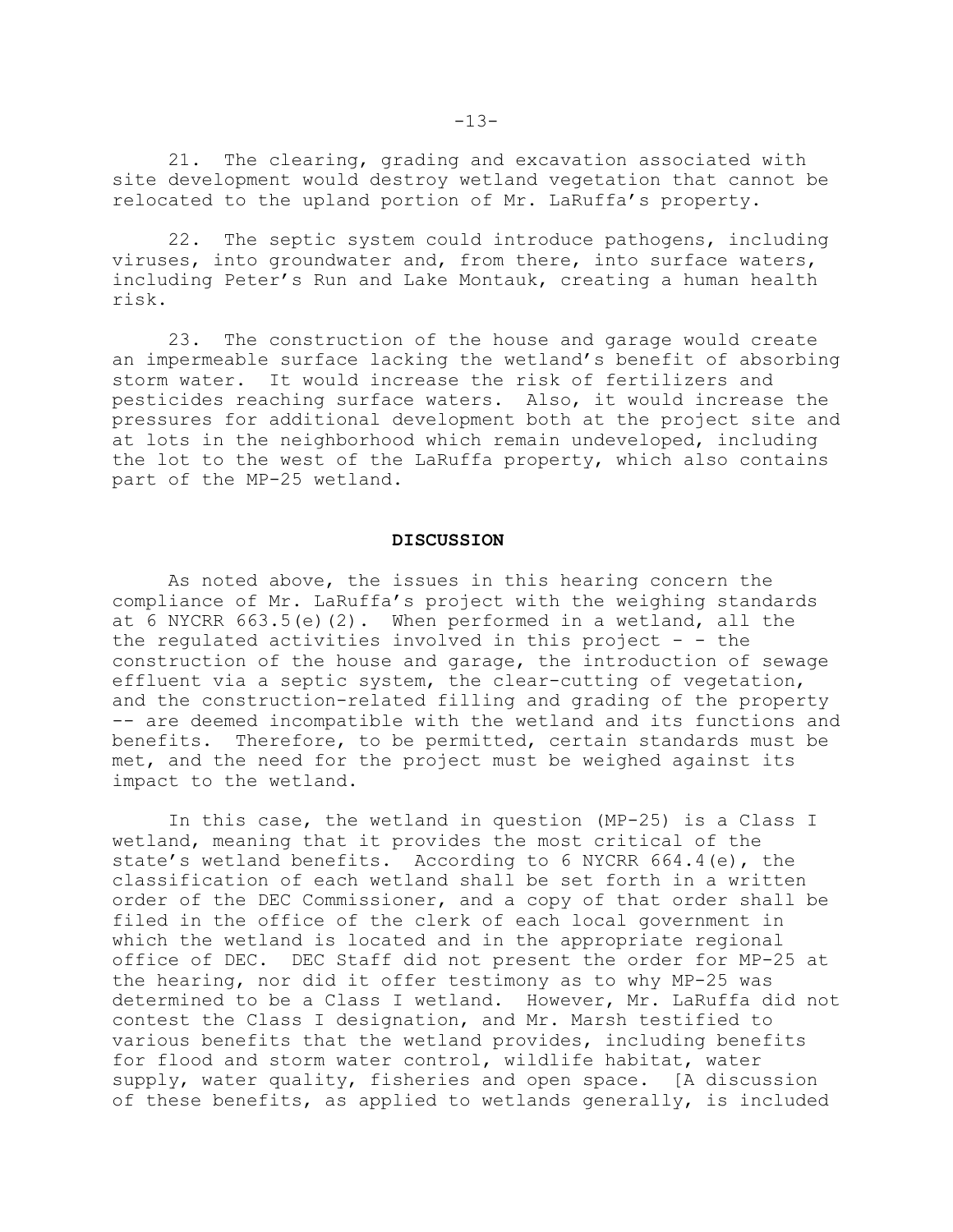21. The clearing, grading and excavation associated with site development would destroy wetland vegetation that cannot be relocated to the upland portion of Mr. LaRuffa's property.

22. The septic system could introduce pathogens, including viruses, into groundwater and, from there, into surface waters, including Peter's Run and Lake Montauk, creating a human health risk.

23. The construction of the house and garage would create an impermeable surface lacking the wetland's benefit of absorbing storm water. It would increase the risk of fertilizers and pesticides reaching surface waters. Also, it would increase the pressures for additional development both at the project site and at lots in the neighborhood which remain undeveloped, including the lot to the west of the LaRuffa property, which also contains part of the MP-25 wetland.

## DISCUSSION

As noted above, the issues in this hearing concern the compliance of Mr. LaRuffa's project with the weighing standards at 6 NYCRR 663.5(e)(2). When performed in a wetland, all the the regulated activities involved in this project - - the construction of the house and garage, the introduction of sewage effluent via a septic system, the clear-cutting of vegetation, and the construction-related filling and grading of the property -- are deemed incompatible with the wetland and its functions and benefits. Therefore, to be permitted, certain standards must be met, and the need for the project must be weighed against its impact to the wetland.

In this case, the wetland in question (MP-25) is a Class I wetland, meaning that it provides the most critical of the state's wetland benefits. According to 6 NYCRR 664.4(e), the classification of each wetland shall be set forth in a written order of the DEC Commissioner, and a copy of that order shall be filed in the office of the clerk of each local government in which the wetland is located and in the appropriate regional office of DEC. DEC Staff did not present the order for MP-25 at the hearing, nor did it offer testimony as to why MP-25 was determined to be a Class I wetland. However, Mr. LaRuffa did not contest the Class I designation, and Mr. Marsh testified to various benefits that the wetland provides, including benefits for flood and storm water control, wildlife habitat, water supply, water quality, fisheries and open space. [A discussion of these benefits, as applied to wetlands generally, is included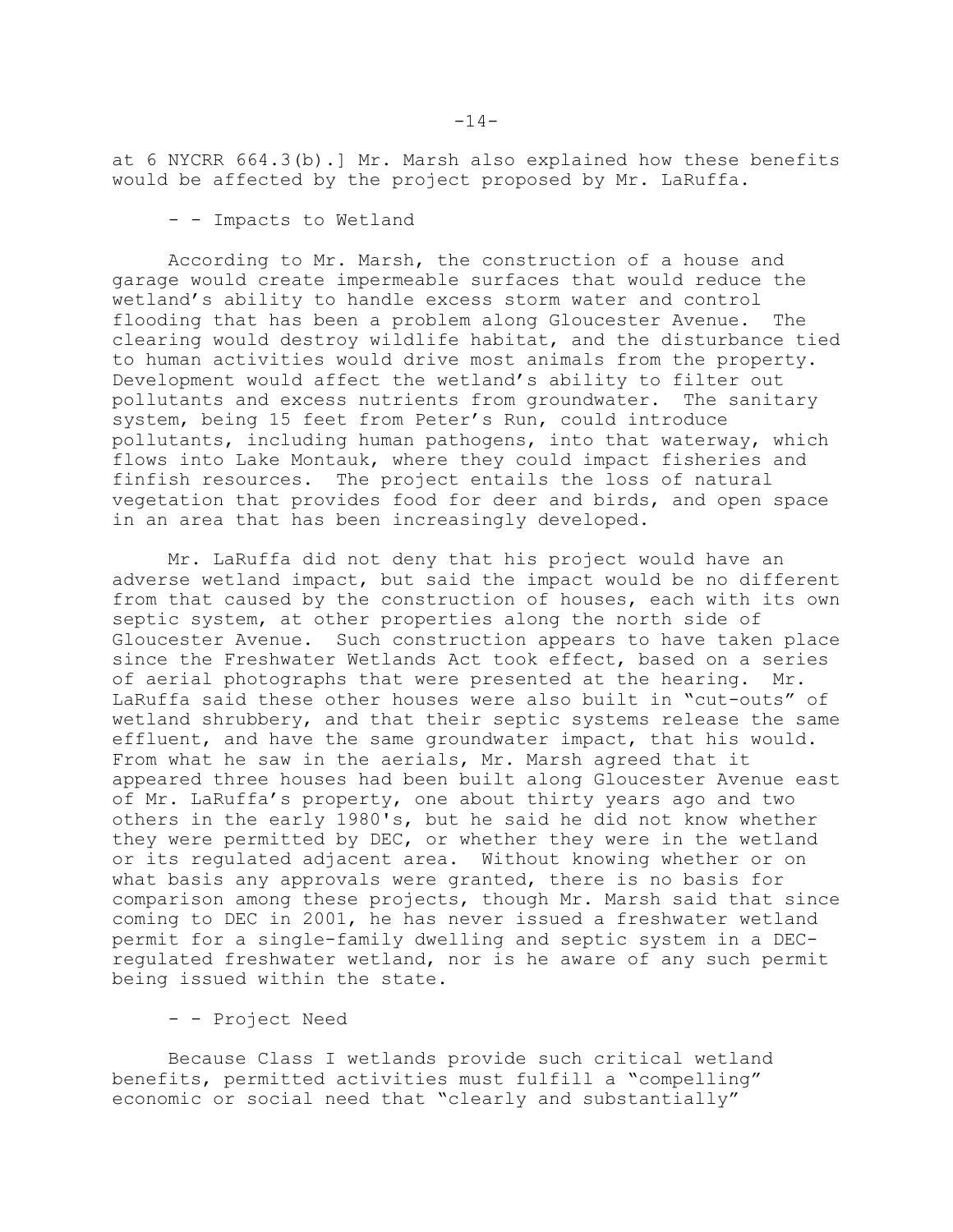at 6 NYCRR 664.3(b).] Mr. Marsh also explained how these benefits would be affected by the project proposed by Mr. LaRuffa.

- - Impacts to Wetland

According to Mr. Marsh, the construction of a house and garage would create impermeable surfaces that would reduce the wetland's ability to handle excess storm water and control flooding that has been a problem along Gloucester Avenue. The clearing would destroy wildlife habitat, and the disturbance tied to human activities would drive most animals from the property. Development would affect the wetland's ability to filter out pollutants and excess nutrients from groundwater. The sanitary system, being 15 feet from Peter's Run, could introduce pollutants, including human pathogens, into that waterway, which flows into Lake Montauk, where they could impact fisheries and finfish resources. The project entails the loss of natural vegetation that provides food for deer and birds, and open space in an area that has been increasingly developed.

Mr. LaRuffa did not deny that his project would have an adverse wetland impact, but said the impact would be no different from that caused by the construction of houses, each with its own septic system, at other properties along the north side of Gloucester Avenue. Such construction appears to have taken place since the Freshwater Wetlands Act took effect, based on a series of aerial photographs that were presented at the hearing. Mr. LaRuffa said these other houses were also built in "cut-outs" of wetland shrubbery, and that their septic systems release the same effluent, and have the same groundwater impact, that his would. From what he saw in the aerials, Mr. Marsh agreed that it appeared three houses had been built along Gloucester Avenue east of Mr. LaRuffa's property, one about thirty years ago and two others in the early 1980's, but he said he did not know whether they were permitted by DEC, or whether they were in the wetland or its regulated adjacent area. Without knowing whether or on what basis any approvals were granted, there is no basis for comparison among these projects, though Mr. Marsh said that since coming to DEC in 2001, he has never issued a freshwater wetland permit for a single-family dwelling and septic system in a DEC-regulated freshwater wetland, nor is he aware of any such permit being issued within the state.

- - Project Need

Because Class I wetlands provide such critical wetland benefits, permitted activities must fulfill a "compelling" economic or social need that "clearly and substantially"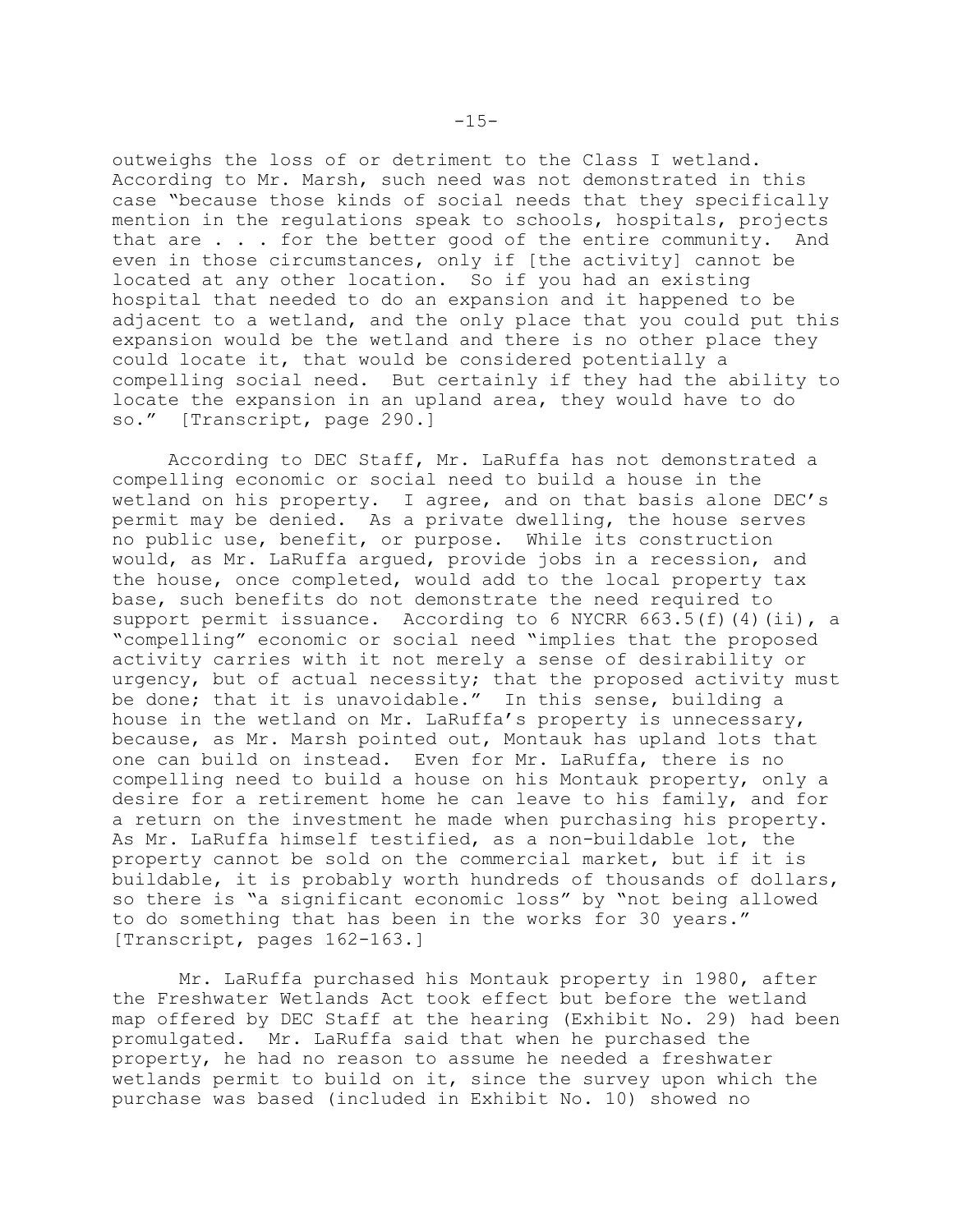outweighs the loss of or detriment to the Class I wetland. According to Mr. Marsh, such need was not demonstrated in this case "because those kinds of social needs that they specifically mention in the regulations speak to schools, hospitals, projects that are . . . for the better good of the entire community. And even in those circumstances, only if [the activity] cannot be located at any other location. So if you had an existing hospital that needed to do an expansion and it happened to be adjacent to a wetland, and the only place that you could put this expansion would be the wetland and there is no other place they could locate it, that would be considered potentially a compelling social need. But certainly if they had the ability to locate the expansion in an upland area, they would have to do so." [Transcript, page 290.]

According to DEC Staff, Mr. LaRuffa has not demonstrated a compelling economic or social need to build a house in the wetland on his property. I agree, and on that basis alone DEC's permit may be denied. As a private dwelling, the house serves no public use, benefit, or purpose. While its construction would, as Mr. LaRuffa argued, provide jobs in a recession, and the house, once completed, would add to the local property tax base, such benefits do not demonstrate the need required to support permit issuance. According to 6 NYCRR 663.5(f)(4)(ii), a "compelling" economic or social need "implies that the proposed activity carries with it not merely a sense of desirability or urgency, but of actual necessity; that the proposed activity must be done; that it is unavoidable." In this sense, building a house in the wetland on Mr. LaRuffa's property is unnecessary, because, as Mr. Marsh pointed out, Montauk has upland lots that one can build on instead. Even for Mr. LaRuffa, there is no compelling need to build a house on his Montauk property, only a desire for a retirement home he can leave to his family, and for a return on the investment he made when purchasing his property. As Mr. LaRuffa himself testified, as a non-buildable lot, the property cannot be sold on the commercial market, but if it is buildable, it is probably worth hundreds of thousands of dollars, so there is "a significant economic loss" by "not being allowed to do something that has been in the works for 30 years." [Transcript, pages 162-163.]

Mr. LaRuffa purchased his Montauk property in 1980, after the Freshwater Wetlands Act took effect but before the wetland map offered by DEC Staff at the hearing (Exhibit No. 29) had been promulgated. Mr. LaRuffa said that when he purchased the property, he had no reason to assume he needed a freshwater wetlands permit to build on it, since the survey upon which the purchase was based (included in Exhibit No. 10) showed no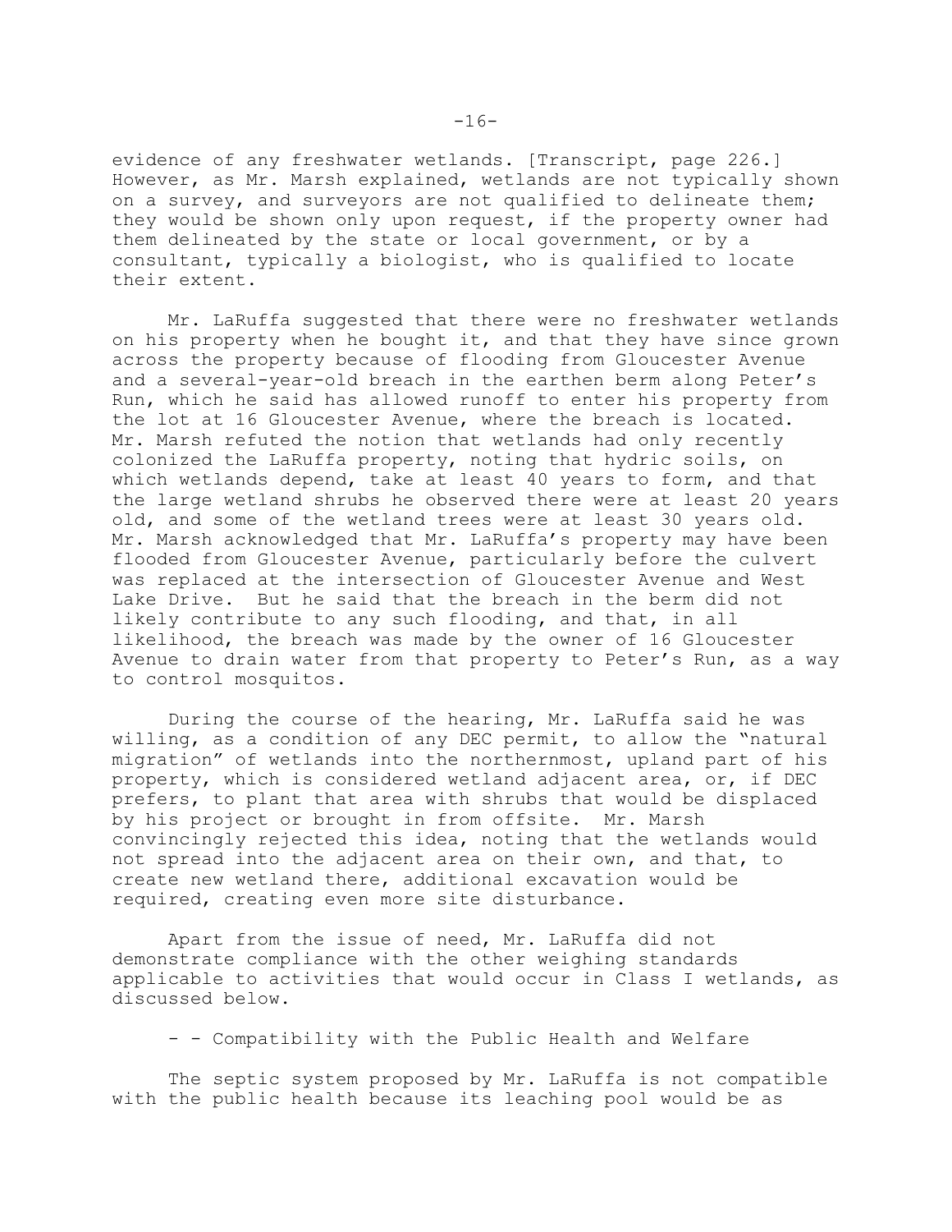evidence of any freshwater wetlands. [Transcript, page 226.] However, as Mr. Marsh explained, wetlands are not typically shown on a survey, and surveyors are not qualified to delineate them; they would be shown only upon request, if the property owner had them delineated by the state or local government, or by a consultant, typically a biologist, who is qualified to locate their extent.

Mr. LaRuffa suggested that there were no freshwater wetlands on his property when he bought it, and that they have since grown across the property because of flooding from Gloucester Avenue and a several-year-old breach in the earthen berm along Peter's Run, which he said has allowed runoff to enter his property from the lot at 16 Gloucester Avenue, where the breach is located. Mr. Marsh refuted the notion that wetlands had only recently colonized the LaRuffa property, noting that hydric soils, on which wetlands depend, take at least 40 years to form, and that the large wetland shrubs he observed there were at least 20 years old, and some of the wetland trees were at least 30 years old. Mr. Marsh acknowledged that Mr. LaRuffa's property may have been flooded from Gloucester Avenue, particularly before the culvert was replaced at the intersection of Gloucester Avenue and West Lake Drive. But he said that the breach in the berm did not likely contribute to any such flooding, and that, in all likelihood, the breach was made by the owner of 16 Gloucester Avenue to drain water from that property to Peter's Run, as a way to control mosquitos.

During the course of the hearing, Mr. LaRuffa said he was willing, as a condition of any DEC permit, to allow the "natural migration" of wetlands into the northernmost, upland part of his property, which is considered wetland adjacent area, or, if DEC prefers, to plant that area with shrubs that would be displaced by his project or brought in from offsite. Mr. Marsh convincingly rejected this idea, noting that the wetlands would not spread into the adjacent area on their own, and that, to create new wetland there, additional excavation would be required, creating even more site disturbance.

Apart from the issue of need, Mr. LaRuffa did not demonstrate compliance with the other weighing standards applicable to activities that would occur in Class I wetlands, as discussed below.

- - Compatibility with the Public Health and Welfare

The septic system proposed by Mr. LaRuffa is not compatible with the public health because its leaching pool would be as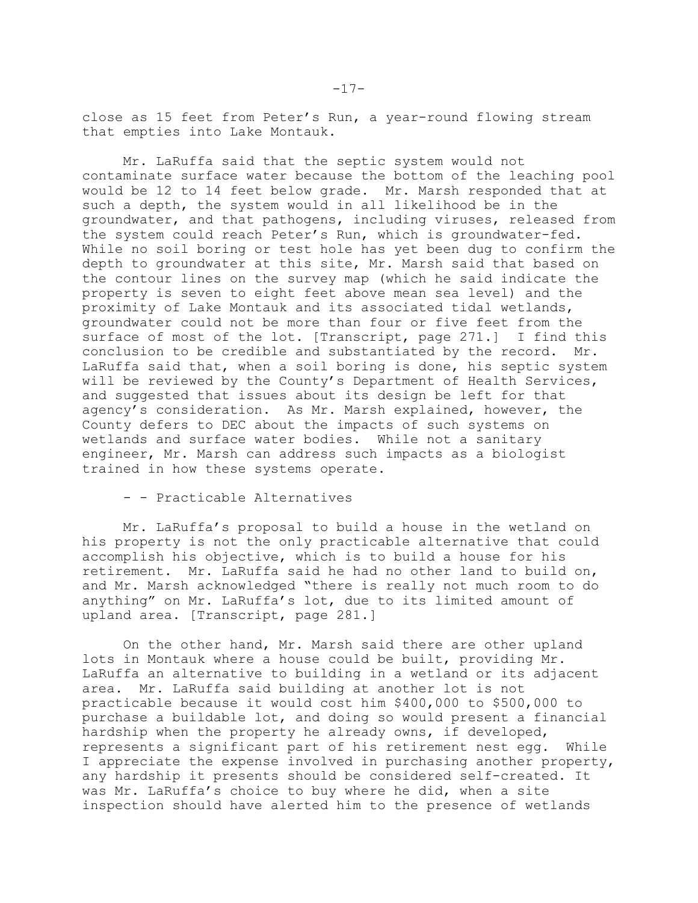close as 15 feet from Peter's Run, a year-round flowing stream that empties into Lake Montauk.

Mr. LaRuffa said that the septic system would not contaminate surface water because the bottom of the leaching pool would be 12 to 14 feet below grade. Mr. Marsh responded that at such a depth, the system would in all likelihood be in the groundwater, and that pathogens, including viruses, released from the system could reach Peter's Run, which is groundwater-fed. While no soil boring or test hole has yet been dug to confirm the depth to groundwater at this site, Mr. Marsh said that based on the contour lines on the survey map (which he said indicate the property is seven to eight feet above mean sea level) and the proximity of Lake Montauk and its associated tidal wetlands, groundwater could not be more than four or five feet from the surface of most of the lot. [Transcript, page 271.] I find this conclusion to be credible and substantiated by the record. Mr. LaRuffa said that, when a soil boring is done, his septic system will be reviewed by the County's Department of Health Services, and suggested that issues about its design be left for that agency's consideration. As Mr. Marsh explained, however, the County defers to DEC about the impacts of such systems on wetlands and surface water bodies. While not a sanitary engineer, Mr. Marsh can address such impacts as a biologist trained in how these systems operate.

- - Practicable Alternatives

Mr. LaRuffa's proposal to build a house in the wetland on his property is not the only practicable alternative that could accomplish his objective, which is to build a house for his retirement. Mr. LaRuffa said he had no other land to build on, and Mr. Marsh acknowledged "there is really not much room to do anything" on Mr. LaRuffa's lot, due to its limited amount of upland area. [Transcript, page 281.]

On the other hand, Mr. Marsh said there are other upland lots in Montauk where a house could be built, providing Mr. LaRuffa an alternative to building in a wetland or its adjacent area. Mr. LaRuffa said building at another lot is not practicable because it would cost him $400,000 to $500,000 to purchase a buildable lot, and doing so would present a financial hardship when the property he already owns, if developed, represents a significant part of his retirement nest egg. While I appreciate the expense involved in purchasing another property, any hardship it presents should be considered self-created. It was Mr. LaRuffa's choice to buy where he did, when a site inspection should have alerted him to the presence of wetlands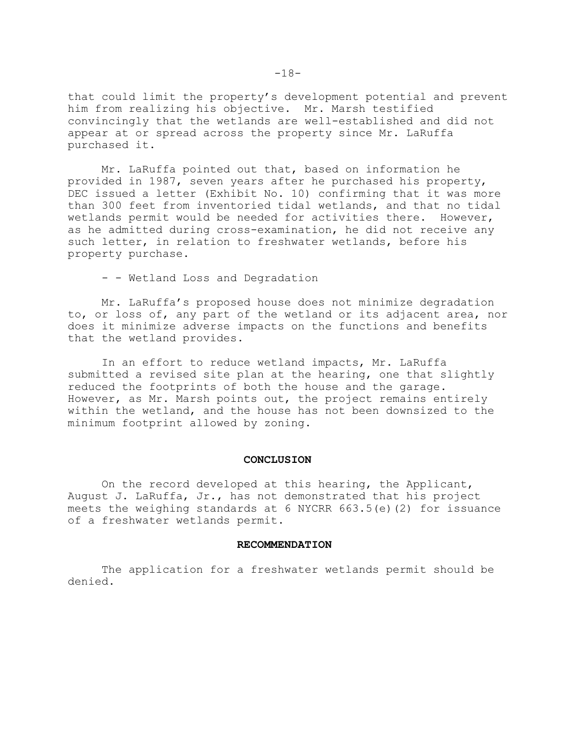that could limit the property's development potential and prevent him from realizing his objective. Mr. Marsh testified convincingly that the wetlands are well-established and did not appear at or spread across the property since Mr. LaRuffa purchased it.

Mr. LaRuffa pointed out that, based on information he provided in 1987, seven years after he purchased his property, DEC issued a letter (Exhibit No. 10) confirming that it was more than 300 feet from inventoried tidal wetlands, and that no tidal wetlands permit would be needed for activities there. However, as he admitted during cross-examination, he did not receive any such letter, in relation to freshwater wetlands, before his property purchase.

- - Wetland Loss and Degradation

Mr. LaRuffa's proposed house does not minimize degradation to, or loss of, any part of the wetland or its adjacent area, nor does it minimize adverse impacts on the functions and benefits that the wetland provides.

In an effort to reduce wetland impacts, Mr. LaRuffa submitted a revised site plan at the hearing, one that slightly reduced the footprints of both the house and the garage. However, as Mr. Marsh points out, the project remains entirely within the wetland, and the house has not been downsized to the minimum footprint allowed by zoning.

## CONCLUSION

On the record developed at this hearing, the Applicant, August J. LaRuffa, Jr., has not demonstrated that his project meets the weighing standards at 6 NYCRR 663.5(e)(2) for issuance of a freshwater wetlands permit.

## RECOMMENDATION

The application for a freshwater wetlands permit should be denied.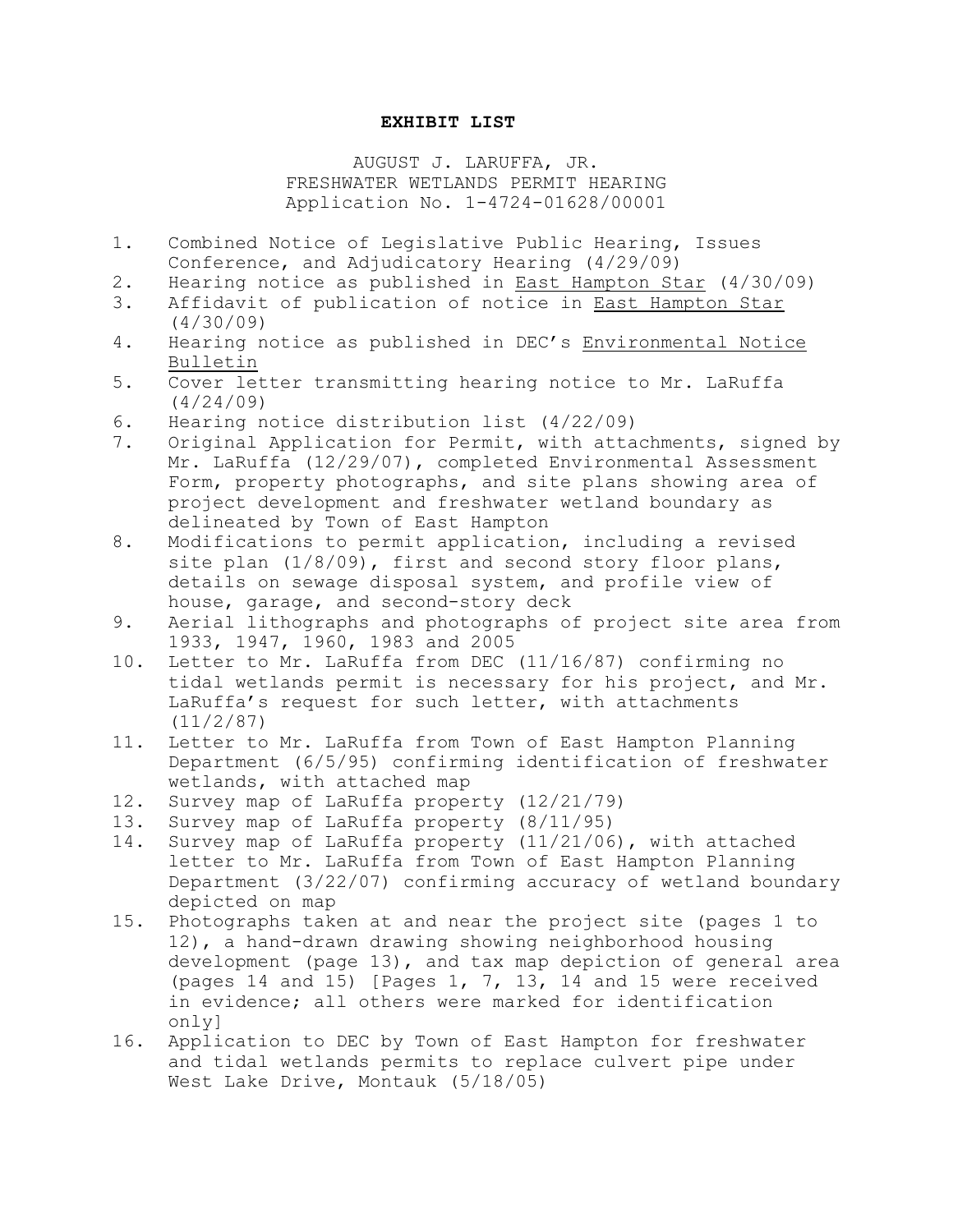**EXHIBIT LIST**

AUGUST J. LARUFFA, JR.
FRESHWATER WETLANDS PERMIT HEARING
Application No. 1-4724-01628/00001

1. Combined Notice of Legislative Public Hearing, Issues Conference, and Adjudicatory Hearing (4/29/09)
2. Hearing notice as published in East Hampton Star (4/30/09)
3. Affidavit of publication of notice in East Hampton Star (4/30/09)
4. Hearing notice as published in DEC's Environmental Notice Bulletin
5. Cover letter transmitting hearing notice to Mr. LaRuffa (4/24/09)
6. Hearing notice distribution list (4/22/09)
7. Original Application for Permit, with attachments, signed by Mr. LaRuffa (12/29/07), completed Environmental Assessment Form, property photographs, and site plans showing area of project development and freshwater wetland boundary as delineated by Town of East Hampton
8. Modifications to permit application, including a revised site plan (1/8/09), first and second story floor plans, details on sewage disposal system, and profile view of house, garage, and second-story deck
9. Aerial lithographs and photographs of project site area from 1933, 1947, 1960, 1983 and 2005
10. Letter to Mr. LaRuffa from DEC (11/16/87) confirming no tidal wetlands permit is necessary for his project, and Mr. LaRuffa's request for such letter, with attachments (11/2/87)
11. Letter to Mr. LaRuffa from Town of East Hampton Planning Department (6/5/95) confirming identification of freshwater wetlands, with attached map
12. Survey map of LaRuffa property (12/21/79)
13. Survey map of LaRuffa property (8/11/95)
14. Survey map of LaRuffa property (11/21/06), with attached letter to Mr. LaRuffa from Town of East Hampton Planning Department (3/22/07) confirming accuracy of wetland boundary depicted on map
15. Photographs taken at and near the project site (pages 1 to 12), a hand-drawn drawing showing neighborhood housing development (page 13), and tax map depiction of general area (pages 14 and 15) [Pages 1, 7, 13, 14 and 15 were received in evidence; all others were marked for identification only]
16. Application to DEC by Town of East Hampton for freshwater and tidal wetlands permits to replace culvert pipe under West Lake Drive, Montauk (5/18/05)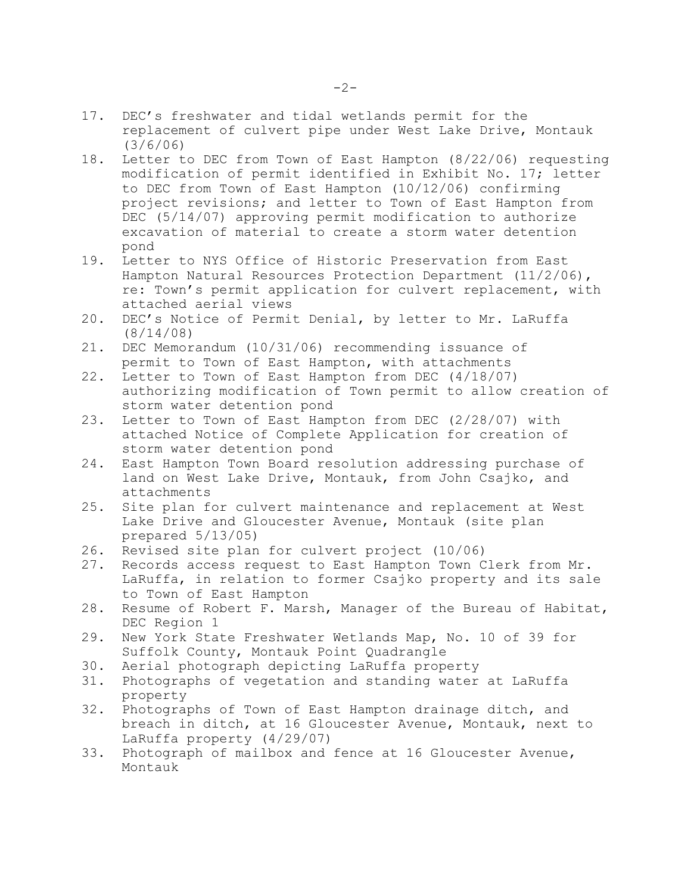17. DEC's freshwater and tidal wetlands permit for the replacement of culvert pipe under West Lake Drive, Montauk (3/6/06)
18. Letter to DEC from Town of East Hampton (8/22/06) requesting modification of permit identified in Exhibit No. 17; letter to DEC from Town of East Hampton (10/12/06) confirming project revisions; and letter to Town of East Hampton from DEC (5/14/07) approving permit modification to authorize excavation of material to create a storm water detention pond
19. Letter to NYS Office of Historic Preservation from East Hampton Natural Resources Protection Department (11/2/06), re: Town's permit application for culvert replacement, with attached aerial views
20. DEC's Notice of Permit Denial, by letter to Mr. LaRuffa (8/14/08)
21. DEC Memorandum (10/31/06) recommending issuance of permit to Town of East Hampton, with attachments
22. Letter to Town of East Hampton from DEC (4/18/07) authorizing modification of Town permit to allow creation of storm water detention pond
23. Letter to Town of East Hampton from DEC (2/28/07) with attached Notice of Complete Application for creation of storm water detention pond
24. East Hampton Town Board resolution addressing purchase of land on West Lake Drive, Montauk, from John Csajko, and attachments
25. Site plan for culvert maintenance and replacement at West Lake Drive and Gloucester Avenue, Montauk (site plan prepared 5/13/05)
26. Revised site plan for culvert project (10/06)
27. Records access request to East Hampton Town Clerk from Mr. LaRuffa, in relation to former Csajko property and its sale to Town of East Hampton
28. Resume of Robert F. Marsh, Manager of the Bureau of Habitat, DEC Region 1
29. New York State Freshwater Wetlands Map, No. 10 of 39 for Suffolk County, Montauk Point Quadrangle
30. Aerial photograph depicting LaRuffa property
31. Photographs of vegetation and standing water at LaRuffa property
32. Photographs of Town of East Hampton drainage ditch, and breach in ditch, at 16 Gloucester Avenue, Montauk, next to LaRuffa property (4/29/07)
33. Photograph of mailbox and fence at 16 Gloucester Avenue, Montauk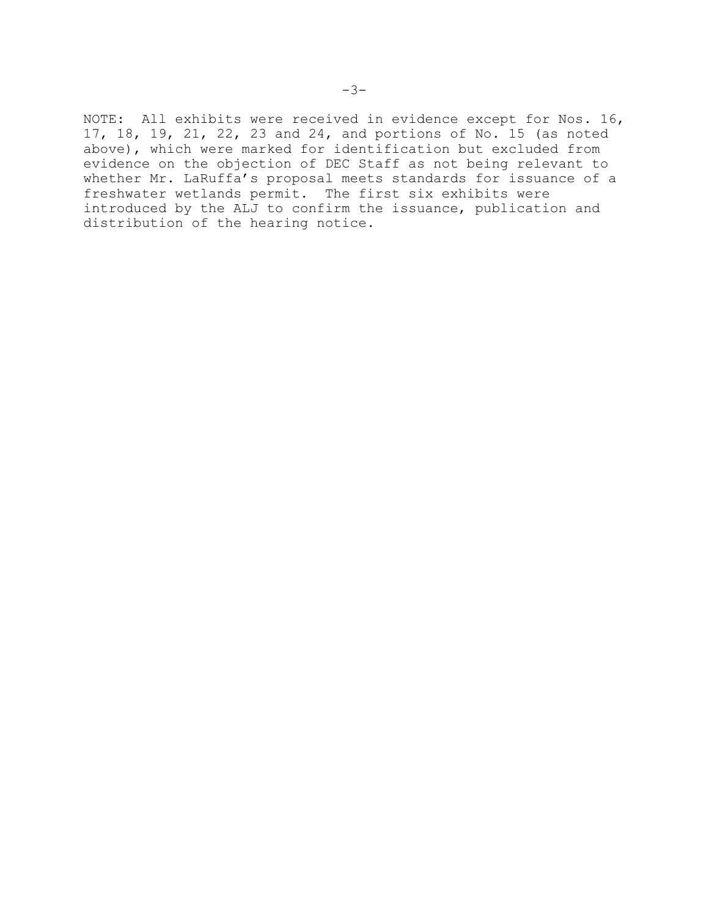NOTE: All exhibits were received in evidence except for Nos. 16, 17, 18, 19, 21, 22, 23 and 24, and portions of No. 15 (as noted above), which were marked for identification but excluded from evidence on the objection of DEC Staff as not being relevant to whether Mr. LaRuffa's proposal meets standards for issuance of a freshwater wetlands permit. The first six exhibits were introduced by the ALJ to confirm the issuance, publication and distribution of the hearing notice.